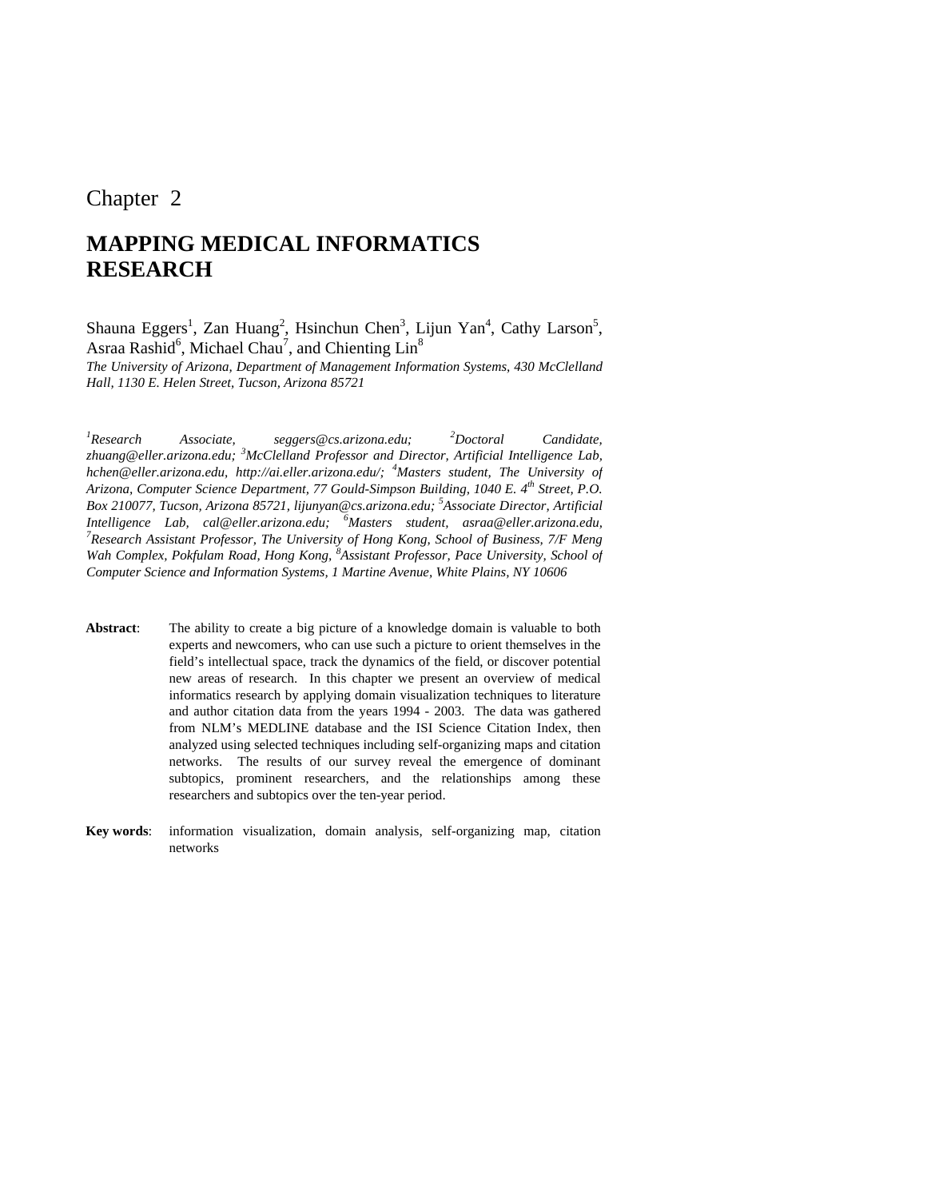Chapter 2

# MAPPING MEDICAL INFORMATICS RESEARCH

Shauna Eggers[1], Zan Huang[2], Hsinchun Chen[3], Lijun Yan[4], Cathy Larson[5], Asraa Rashid[6], Michael Chau[7], and Chienting Lin[8]

*The University of Arizona, Department of Management Information Systems, 430 McClelland Hall, 1130 E. Helen Street, Tucson, Arizona 85721*

*[1]Research Associate, seggers@cs.arizona.edu; [2]Doctoral Candidate, zhuang@eller.arizona.edu; [3]McClelland Professor and Director, Artificial Intelligence Lab, hchen@eller.arizona.edu, http://ai.eller.arizona.edu/; [4]Masters student, The University of Arizona, Computer Science Department, 77 Gould-Simpson Building, 1040 E. 4th Street, P.O. Box 210077, Tucson, Arizona 85721, lijunyan@cs.arizona.edu; [5]Associate Director, Artificial Intelligence Lab, cal@eller.arizona.edu; [6]Masters student, asraa@eller.arizona.edu, [7]Research Assistant Professor, The University of Hong Kong, School of Business, 7/F Meng Wah Complex, Pokfulam Road, Hong Kong, [8]Assistant Professor, Pace University, School of Computer Science and Information Systems, 1 Martine Avenue, White Plains, NY 10606*

**Abstract**: The ability to create a big picture of a knowledge domain is valuable to both experts and newcomers, who can use such a picture to orient themselves in the field's intellectual space, track the dynamics of the field, or discover potential new areas of research. In this chapter we present an overview of medical informatics research by applying domain visualization techniques to literature and author citation data from the years 1994 - 2003. The data was gathered from NLM's MEDLINE database and the ISI Science Citation Index, then analyzed using selected techniques including self-organizing maps and citation networks. The results of our survey reveal the emergence of dominant subtopics, prominent researchers, and the relationships among these researchers and subtopics over the ten-year period.

**Key words**: information visualization, domain analysis, self-organizing map, citation networks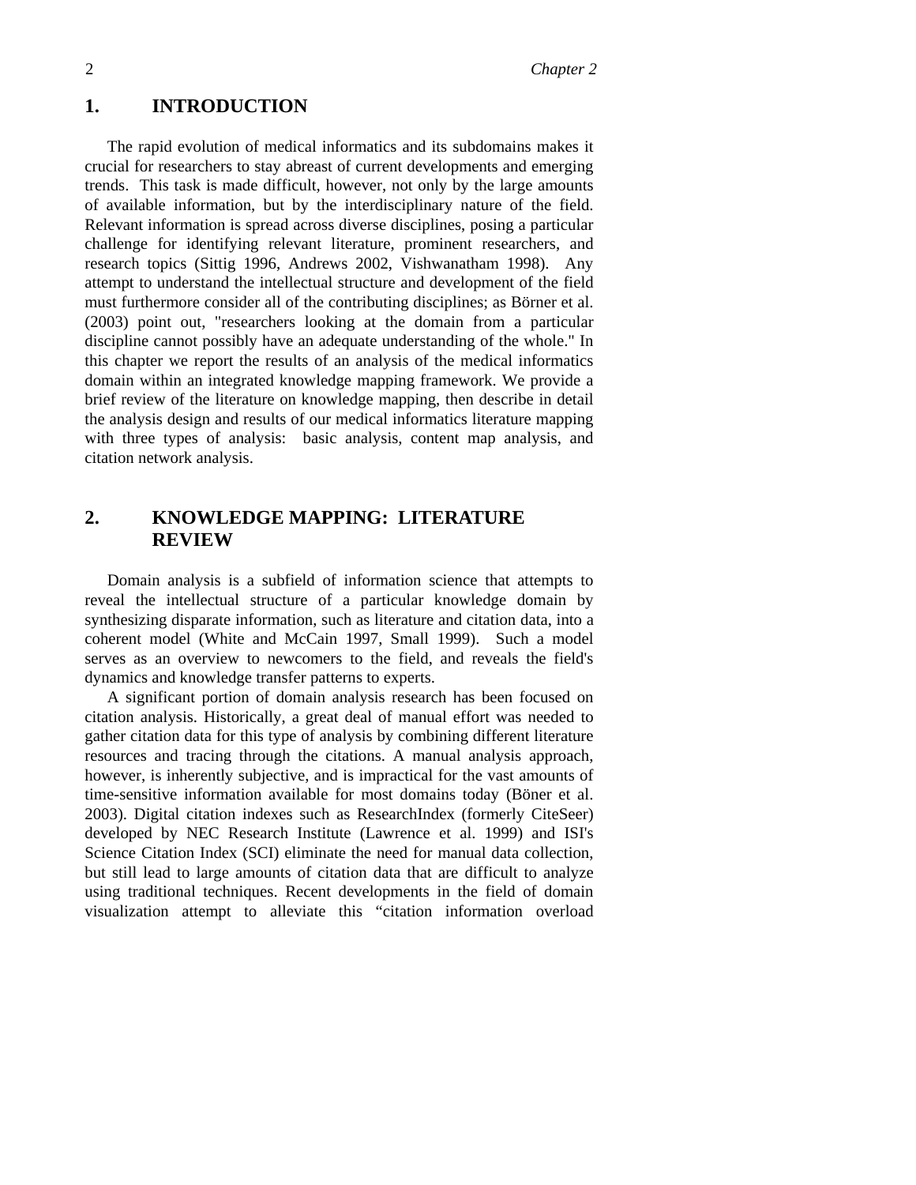## 1. INTRODUCTION

The rapid evolution of medical informatics and its subdomains makes it crucial for researchers to stay abreast of current developments and emerging trends. This task is made difficult, however, not only by the large amounts of available information, but by the interdisciplinary nature of the field. Relevant information is spread across diverse disciplines, posing a particular challenge for identifying relevant literature, prominent researchers, and research topics (Sittig 1996, Andrews 2002, Vishwanatham 1998). Any attempt to understand the intellectual structure and development of the field must furthermore consider all of the contributing disciplines; as Börner et al. (2003) point out, "researchers looking at the domain from a particular discipline cannot possibly have an adequate understanding of the whole." In this chapter we report the results of an analysis of the medical informatics domain within an integrated knowledge mapping framework. We provide a brief review of the literature on knowledge mapping, then describe in detail the analysis design and results of our medical informatics literature mapping with three types of analysis: basic analysis, content map analysis, and citation network analysis.

## 2. KNOWLEDGE MAPPING: LITERATURE REVIEW

Domain analysis is a subfield of information science that attempts to reveal the intellectual structure of a particular knowledge domain by synthesizing disparate information, such as literature and citation data, into a coherent model (White and McCain 1997, Small 1999). Such a model serves as an overview to newcomers to the field, and reveals the field's dynamics and knowledge transfer patterns to experts.

A significant portion of domain analysis research has been focused on citation analysis. Historically, a great deal of manual effort was needed to gather citation data for this type of analysis by combining different literature resources and tracing through the citations. A manual analysis approach, however, is inherently subjective, and is impractical for the vast amounts of time-sensitive information available for most domains today (Böner et al. 2003). Digital citation indexes such as ResearchIndex (formerly CiteSeer) developed by NEC Research Institute (Lawrence et al. 1999) and ISI's Science Citation Index (SCI) eliminate the need for manual data collection, but still lead to large amounts of citation data that are difficult to analyze using traditional techniques. Recent developments in the field of domain visualization attempt to alleviate this "citation information overload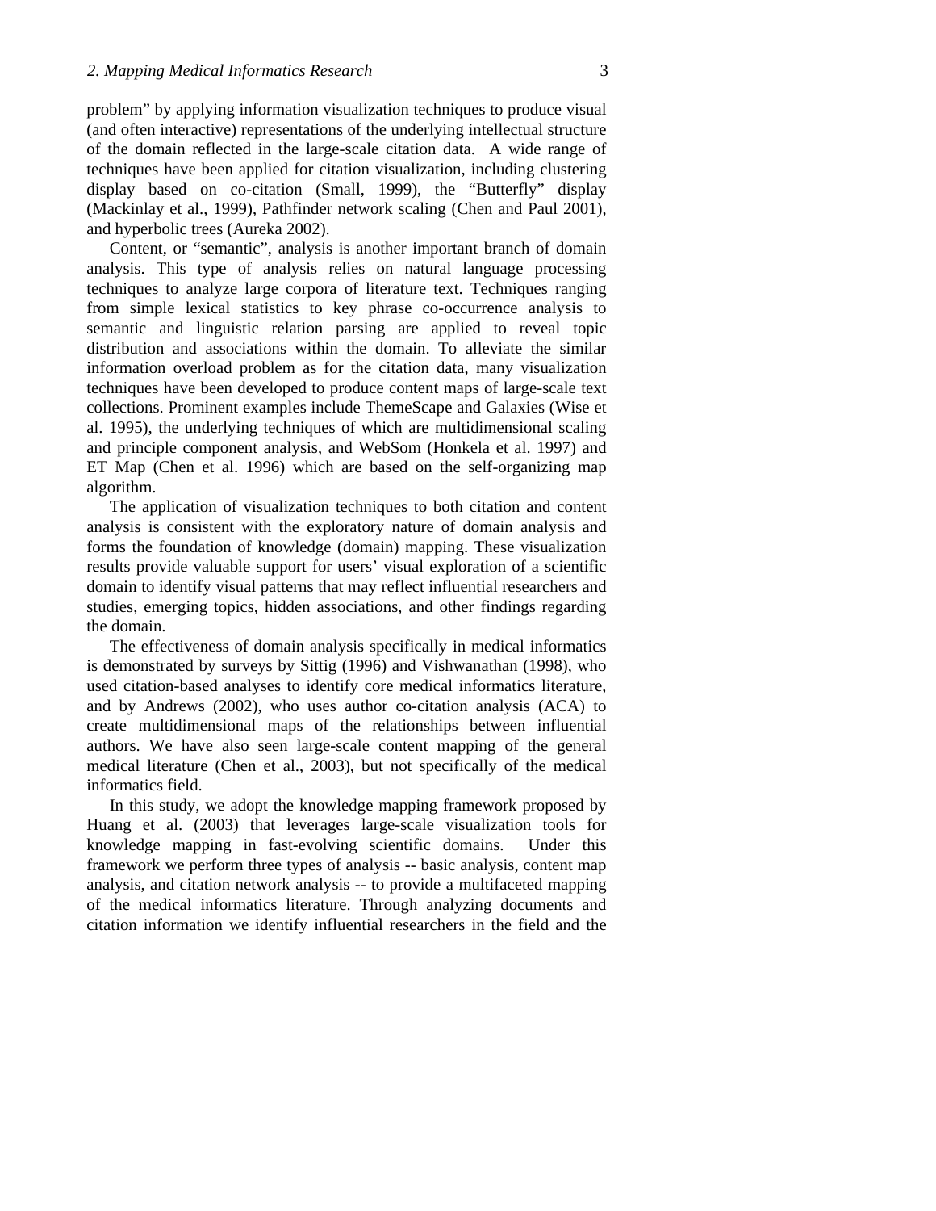problem" by applying information visualization techniques to produce visual (and often interactive) representations of the underlying intellectual structure of the domain reflected in the large-scale citation data. A wide range of techniques have been applied for citation visualization, including clustering display based on co-citation (Small, 1999), the "Butterfly" display (Mackinlay et al., 1999), Pathfinder network scaling (Chen and Paul 2001), and hyperbolic trees (Aureka 2002).

Content, or "semantic", analysis is another important branch of domain analysis. This type of analysis relies on natural language processing techniques to analyze large corpora of literature text. Techniques ranging from simple lexical statistics to key phrase co-occurrence analysis to semantic and linguistic relation parsing are applied to reveal topic distribution and associations within the domain. To alleviate the similar information overload problem as for the citation data, many visualization techniques have been developed to produce content maps of large-scale text collections. Prominent examples include ThemeScape and Galaxies (Wise et al. 1995), the underlying techniques of which are multidimensional scaling and principle component analysis, and WebSom (Honkela et al. 1997) and ET Map (Chen et al. 1996) which are based on the self-organizing map algorithm.

The application of visualization techniques to both citation and content analysis is consistent with the exploratory nature of domain analysis and forms the foundation of knowledge (domain) mapping. These visualization results provide valuable support for users' visual exploration of a scientific domain to identify visual patterns that may reflect influential researchers and studies, emerging topics, hidden associations, and other findings regarding the domain.

The effectiveness of domain analysis specifically in medical informatics is demonstrated by surveys by Sittig (1996) and Vishwanathan (1998), who used citation-based analyses to identify core medical informatics literature, and by Andrews (2002), who uses author co-citation analysis (ACA) to create multidimensional maps of the relationships between influential authors. We have also seen large-scale content mapping of the general medical literature (Chen et al., 2003), but not specifically of the medical informatics field.

In this study, we adopt the knowledge mapping framework proposed by Huang et al. (2003) that leverages large-scale visualization tools for knowledge mapping in fast-evolving scientific domains. Under this framework we perform three types of analysis -- basic analysis, content map analysis, and citation network analysis -- to provide a multifaceted mapping of the medical informatics literature. Through analyzing documents and citation information we identify influential researchers in the field and the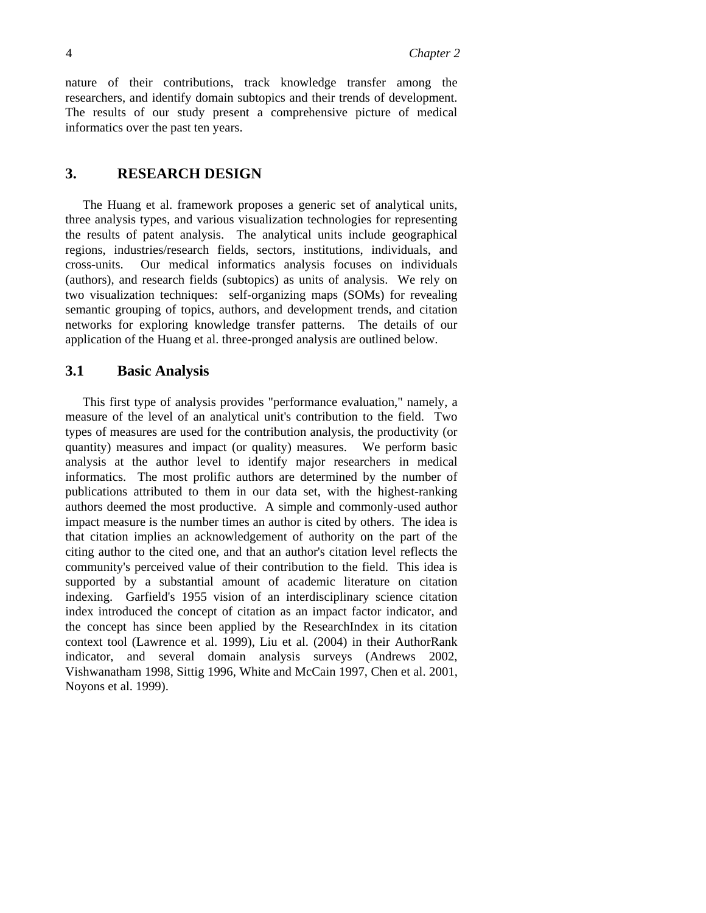nature of their contributions, track knowledge transfer among the researchers, and identify domain subtopics and their trends of development. The results of our study present a comprehensive picture of medical informatics over the past ten years.

# 3. RESEARCH DESIGN

The Huang et al. framework proposes a generic set of analytical units, three analysis types, and various visualization technologies for representing the results of patent analysis. The analytical units include geographical regions, industries/research fields, sectors, institutions, individuals, and cross-units. Our medical informatics analysis focuses on individuals (authors), and research fields (subtopics) as units of analysis. We rely on two visualization techniques: self-organizing maps (SOMs) for revealing semantic grouping of topics, authors, and development trends, and citation networks for exploring knowledge transfer patterns. The details of our application of the Huang et al. three-pronged analysis are outlined below.

## 3.1 Basic Analysis

This first type of analysis provides "performance evaluation," namely, a measure of the level of an analytical unit's contribution to the field. Two types of measures are used for the contribution analysis, the productivity (or quantity) measures and impact (or quality) measures. We perform basic analysis at the author level to identify major researchers in medical informatics. The most prolific authors are determined by the number of publications attributed to them in our data set, with the highest-ranking authors deemed the most productive. A simple and commonly-used author impact measure is the number times an author is cited by others. The idea is that citation implies an acknowledgement of authority on the part of the citing author to the cited one, and that an author's citation level reflects the community's perceived value of their contribution to the field. This idea is supported by a substantial amount of academic literature on citation indexing. Garfield's 1955 vision of an interdisciplinary science citation index introduced the concept of citation as an impact factor indicator, and the concept has since been applied by the ResearchIndex in its citation context tool (Lawrence et al. 1999), Liu et al. (2004) in their AuthorRank indicator, and several domain analysis surveys (Andrews 2002, Vishwanatham 1998, Sittig 1996, White and McCain 1997, Chen et al. 2001, Noyons et al. 1999).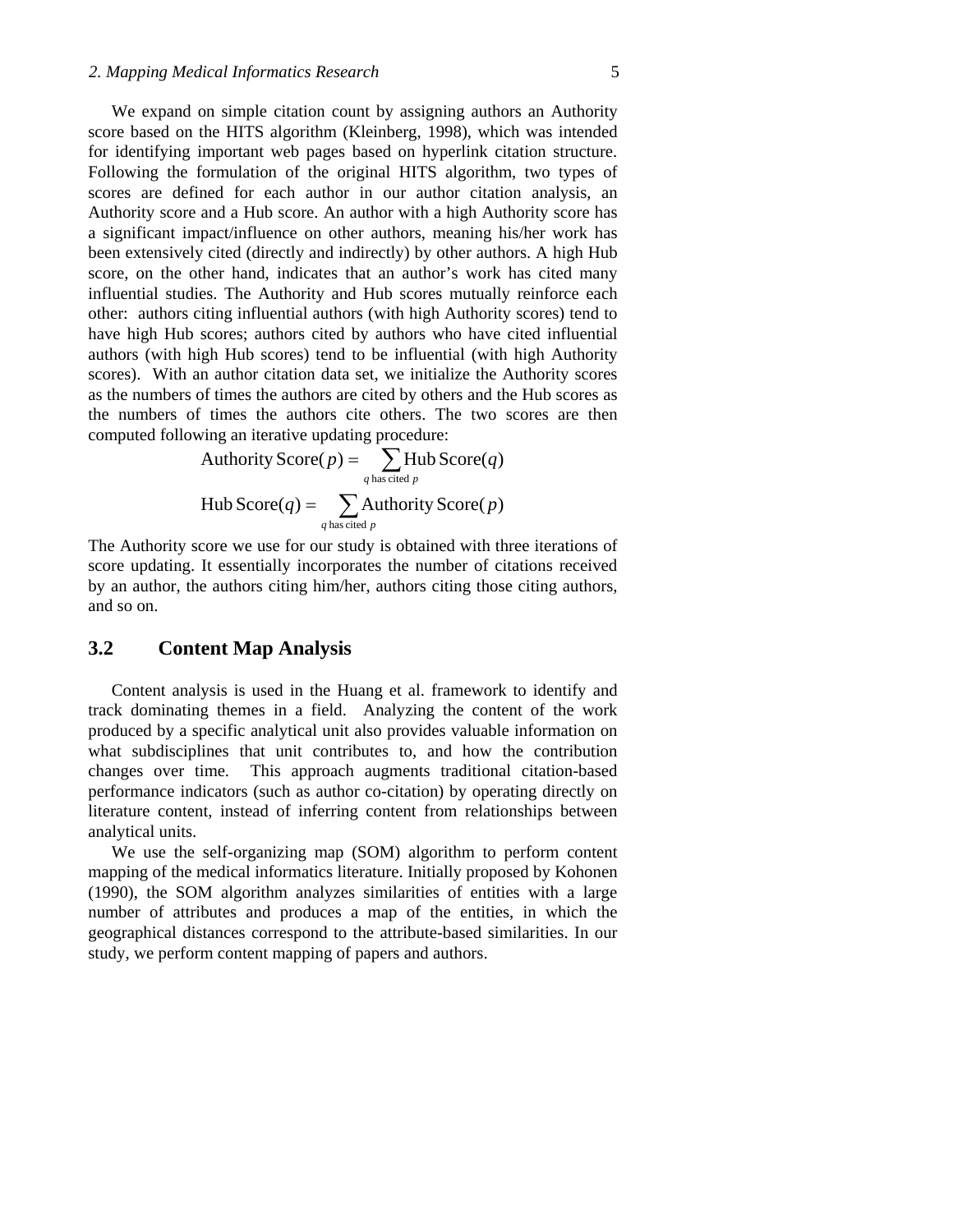We expand on simple citation count by assigning authors an Authority score based on the HITS algorithm (Kleinberg, 1998), which was intended for identifying important web pages based on hyperlink citation structure. Following the formulation of the original HITS algorithm, two types of scores are defined for each author in our author citation analysis, an Authority score and a Hub score. An author with a high Authority score has a significant impact/influence on other authors, meaning his/her work has been extensively cited (directly and indirectly) by other authors. A high Hub score, on the other hand, indicates that an author's work has cited many influential studies. The Authority and Hub scores mutually reinforce each other: authors citing influential authors (with high Authority scores) tend to have high Hub scores; authors cited by authors who have cited influential authors (with high Hub scores) tend to be influential (with high Authority scores). With an author citation data set, we initialize the Authority scores as the numbers of times the authors are cited by others and the Hub scores as the numbers of times the authors cite others. The two scores are then computed following an iterative updating procedure:

$$\text{Authority Score}(p) = \sum_{q \text{ has cited } p} \text{Hub Score}(q)$$

$$\text{Hub Score}(q) = \sum_{q \text{ has cited } p} \text{Authority Score}(p)$$

The Authority score we use for our study is obtained with three iterations of score updating. It essentially incorporates the number of citations received by an author, the authors citing him/her, authors citing those citing authors, and so on.

## 3.2 Content Map Analysis

Content analysis is used in the Huang et al. framework to identify and track dominating themes in a field. Analyzing the content of the work produced by a specific analytical unit also provides valuable information on what subdisciplines that unit contributes to, and how the contribution changes over time. This approach augments traditional citation-based performance indicators (such as author co-citation) by operating directly on literature content, instead of inferring content from relationships between analytical units.

We use the self-organizing map (SOM) algorithm to perform content mapping of the medical informatics literature. Initially proposed by Kohonen (1990), the SOM algorithm analyzes similarities of entities with a large number of attributes and produces a map of the entities, in which the geographical distances correspond to the attribute-based similarities. In our study, we perform content mapping of papers and authors.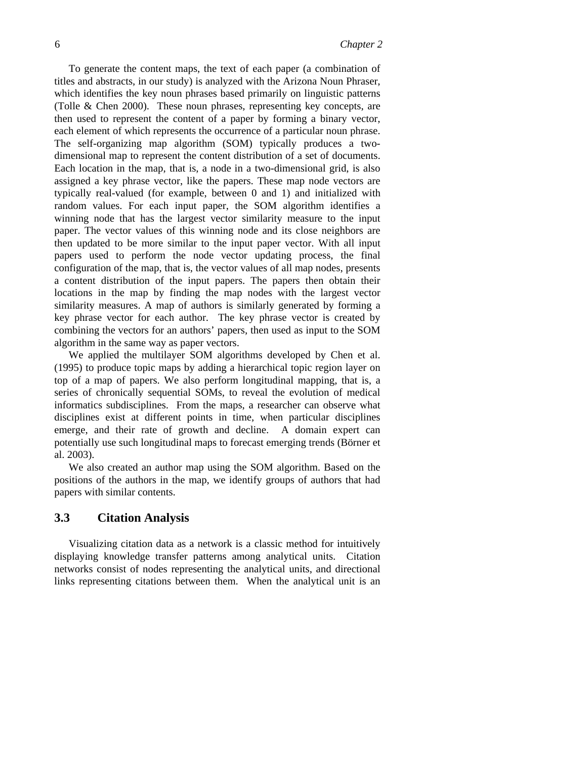To generate the content maps, the text of each paper (a combination of titles and abstracts, in our study) is analyzed with the Arizona Noun Phraser, which identifies the key noun phrases based primarily on linguistic patterns (Tolle & Chen 2000). These noun phrases, representing key concepts, are then used to represent the content of a paper by forming a binary vector, each element of which represents the occurrence of a particular noun phrase. The self-organizing map algorithm (SOM) typically produces a two-dimensional map to represent the content distribution of a set of documents. Each location in the map, that is, a node in a two-dimensional grid, is also assigned a key phrase vector, like the papers. These map node vectors are typically real-valued (for example, between 0 and 1) and initialized with random values. For each input paper, the SOM algorithm identifies a winning node that has the largest vector similarity measure to the input paper. The vector values of this winning node and its close neighbors are then updated to be more similar to the input paper vector. With all input papers used to perform the node vector updating process, the final configuration of the map, that is, the vector values of all map nodes, presents a content distribution of the input papers. The papers then obtain their locations in the map by finding the map nodes with the largest vector similarity measures. A map of authors is similarly generated by forming a key phrase vector for each author. The key phrase vector is created by combining the vectors for an authors' papers, then used as input to the SOM algorithm in the same way as paper vectors.

We applied the multilayer SOM algorithms developed by Chen et al. (1995) to produce topic maps by adding a hierarchical topic region layer on top of a map of papers. We also perform longitudinal mapping, that is, a series of chronically sequential SOMs, to reveal the evolution of medical informatics subdisciplines. From the maps, a researcher can observe what disciplines exist at different points in time, when particular disciplines emerge, and their rate of growth and decline. A domain expert can potentially use such longitudinal maps to forecast emerging trends (Börner et al. 2003).

We also created an author map using the SOM algorithm. Based on the positions of the authors in the map, we identify groups of authors that had papers with similar contents.

## 3.3 Citation Analysis

Visualizing citation data as a network is a classic method for intuitively displaying knowledge transfer patterns among analytical units. Citation networks consist of nodes representing the analytical units, and directional links representing citations between them. When the analytical unit is an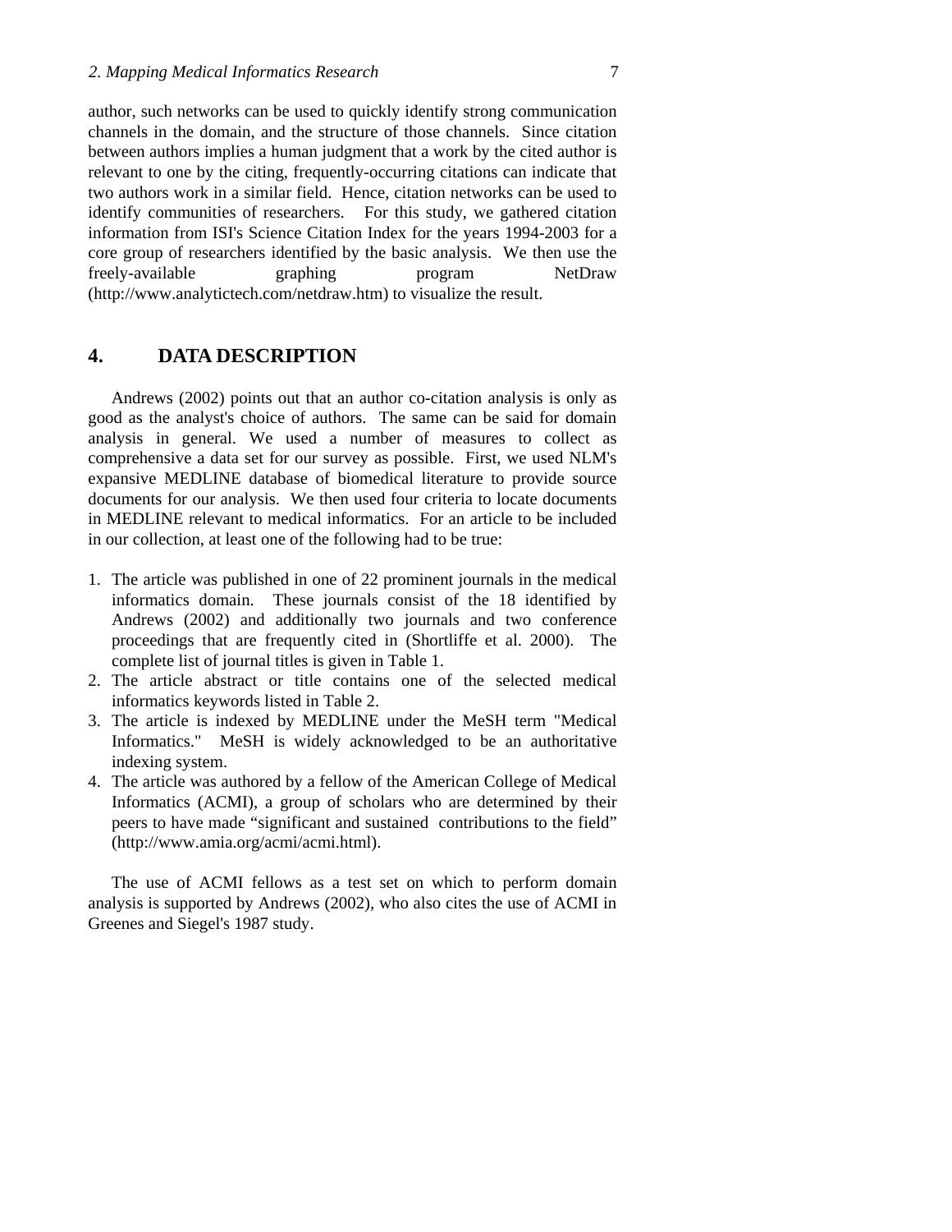author, such networks can be used to quickly identify strong communication channels in the domain, and the structure of those channels. Since citation between authors implies a human judgment that a work by the cited author is relevant to one by the citing, frequently-occurring citations can indicate that two authors work in a similar field. Hence, citation networks can be used to identify communities of researchers. For this study, we gathered citation information from ISI's Science Citation Index for the years 1994-2003 for a core group of researchers identified by the basic analysis. We then use the freely-available graphing program NetDraw (http://www.analytictech.com/netdraw.htm) to visualize the result.

## 4. DATA DESCRIPTION

Andrews (2002) points out that an author co-citation analysis is only as good as the analyst's choice of authors. The same can be said for domain analysis in general. We used a number of measures to collect as comprehensive a data set for our survey as possible. First, we used NLM's expansive MEDLINE database of biomedical literature to provide source documents for our analysis. We then used four criteria to locate documents in MEDLINE relevant to medical informatics. For an article to be included in our collection, at least one of the following had to be true:

1. The article was published in one of 22 prominent journals in the medical informatics domain. These journals consist of the 18 identified by Andrews (2002) and additionally two journals and two conference proceedings that are frequently cited in (Shortliffe et al. 2000). The complete list of journal titles is given in Table 1.
2. The article abstract or title contains one of the selected medical informatics keywords listed in Table 2.
3. The article is indexed by MEDLINE under the MeSH term "Medical Informatics." MeSH is widely acknowledged to be an authoritative indexing system.
4. The article was authored by a fellow of the American College of Medical Informatics (ACMI), a group of scholars who are determined by their peers to have made "significant and sustained contributions to the field" (http://www.amia.org/acmi/acmi.html).

The use of ACMI fellows as a test set on which to perform domain analysis is supported by Andrews (2002), who also cites the use of ACMI in Greenes and Siegel's 1987 study.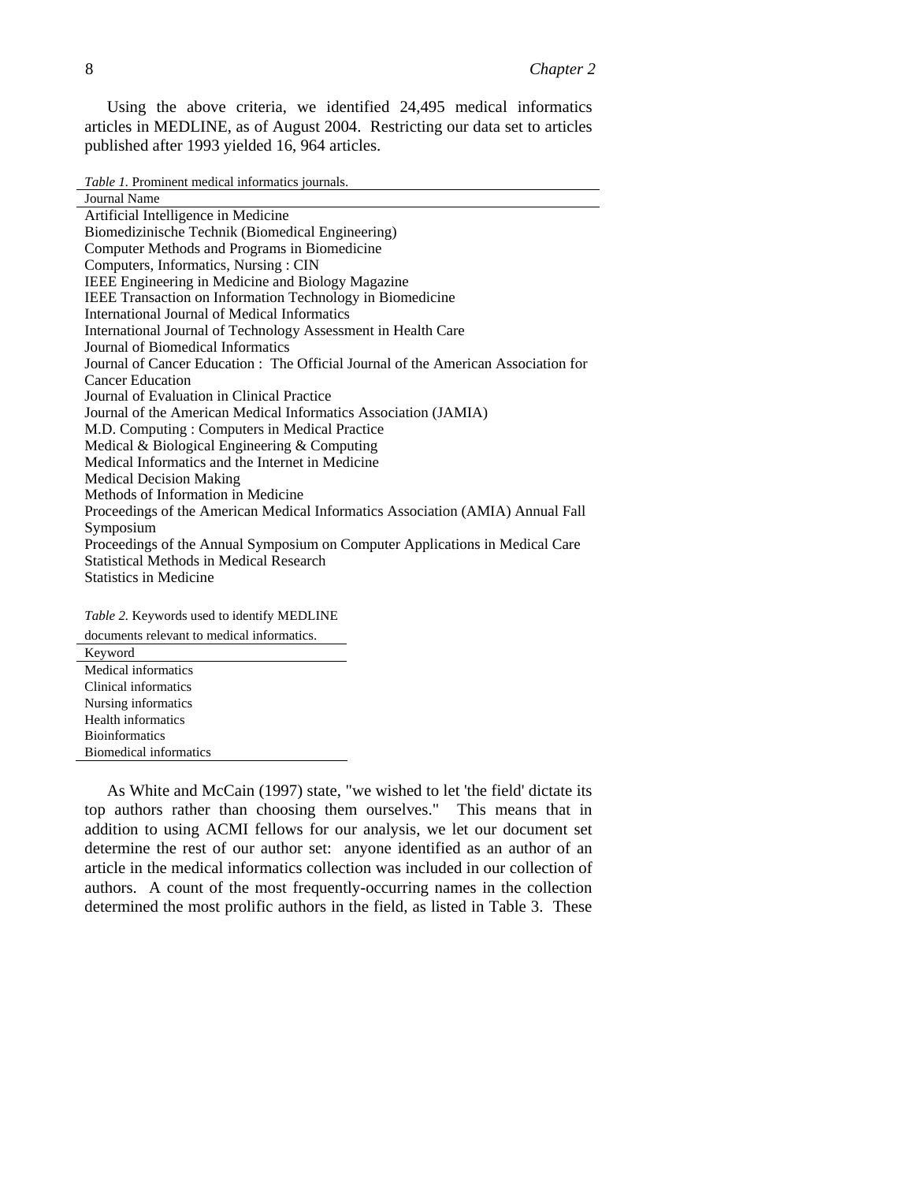Using the above criteria, we identified 24,495 medical informatics articles in MEDLINE, as of August 2004. Restricting our data set to articles published after 1993 yielded 16, 964 articles.

*Table 1.* Prominent medical informatics journals.

| Journal Name |
| --- |
| Artificial Intelligence in Medicine |
| Biomedizinische Technik (Biomedical Engineering) |
| Computer Methods and Programs in Biomedicine |
| Computers, Informatics, Nursing : CIN |
| IEEE Engineering in Medicine and Biology Magazine |
| IEEE Transaction on Information Technology in Biomedicine |
| International Journal of Medical Informatics |
| International Journal of Technology Assessment in Health Care |
| Journal of Biomedical Informatics |
| Journal of Cancer Education : The Official Journal of the American Association for Cancer Education |
| Journal of Evaluation in Clinical Practice |
| Journal of the American Medical Informatics Association (JAMIA) |
| M.D. Computing : Computers in Medical Practice |
| Medical & Biological Engineering & Computing |
| Medical Informatics and the Internet in Medicine |
| Medical Decision Making |
| Methods of Information in Medicine |
| Proceedings of the American Medical Informatics Association (AMIA) Annual Fall Symposium |
| Proceedings of the Annual Symposium on Computer Applications in Medical Care |
| Statistical Methods in Medical Research |
| Statistics in Medicine |

*Table 2.* Keywords used to identify MEDLINE documents relevant to medical informatics.

| Keyword |
| --- |
| Medical informatics |
| Clinical informatics |
| Nursing informatics |
| Health informatics |
| Bioinformatics |
| Biomedical informatics |

As White and McCain (1997) state, "we wished to let 'the field' dictate its top authors rather than choosing them ourselves." This means that in addition to using ACMI fellows for our analysis, we let our document set determine the rest of our author set: anyone identified as an author of an article in the medical informatics collection was included in our collection of authors. A count of the most frequently-occurring names in the collection determined the most prolific authors in the field, as listed in Table 3. These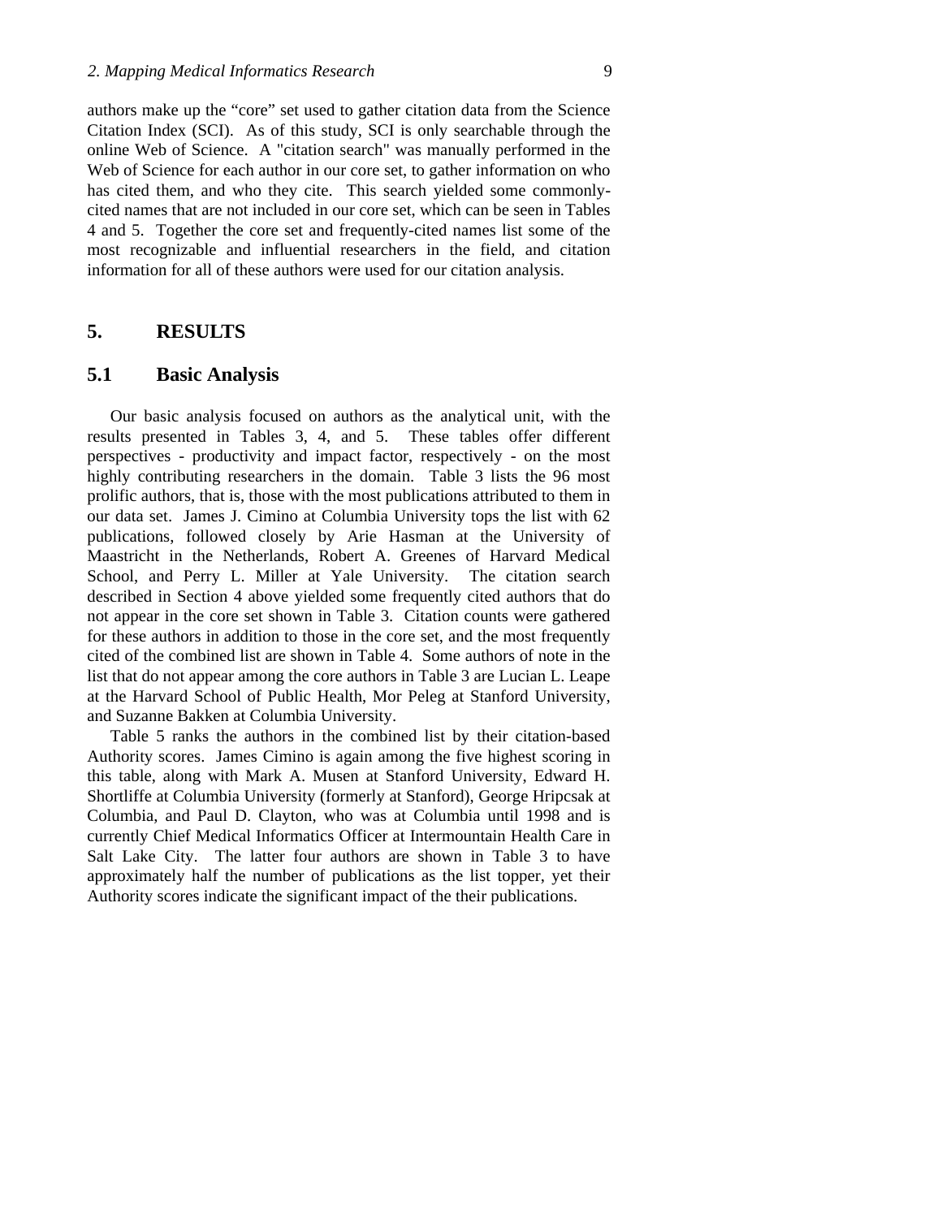authors make up the "core" set used to gather citation data from the Science Citation Index (SCI). As of this study, SCI is only searchable through the online Web of Science. A "citation search" was manually performed in the Web of Science for each author in our core set, to gather information on who has cited them, and who they cite. This search yielded some commonly-cited names that are not included in our core set, which can be seen in Tables 4 and 5. Together the core set and frequently-cited names list some of the most recognizable and influential researchers in the field, and citation information for all of these authors were used for our citation analysis.

## 5. RESULTS

### 5.1 Basic Analysis

Our basic analysis focused on authors as the analytical unit, with the results presented in Tables 3, 4, and 5. These tables offer different perspectives - productivity and impact factor, respectively - on the most highly contributing researchers in the domain. Table 3 lists the 96 most prolific authors, that is, those with the most publications attributed to them in our data set. James J. Cimino at Columbia University tops the list with 62 publications, followed closely by Arie Hasman at the University of Maastricht in the Netherlands, Robert A. Greenes of Harvard Medical School, and Perry L. Miller at Yale University. The citation search described in Section 4 above yielded some frequently cited authors that do not appear in the core set shown in Table 3. Citation counts were gathered for these authors in addition to those in the core set, and the most frequently cited of the combined list are shown in Table 4. Some authors of note in the list that do not appear among the core authors in Table 3 are Lucian L. Leape at the Harvard School of Public Health, Mor Peleg at Stanford University, and Suzanne Bakken at Columbia University.

Table 5 ranks the authors in the combined list by their citation-based Authority scores. James Cimino is again among the five highest scoring in this table, along with Mark A. Musen at Stanford University, Edward H. Shortliffe at Columbia University (formerly at Stanford), George Hripcsak at Columbia, and Paul D. Clayton, who was at Columbia until 1998 and is currently Chief Medical Informatics Officer at Intermountain Health Care in Salt Lake City. The latter four authors are shown in Table 3 to have approximately half the number of publications as the list topper, yet their Authority scores indicate the significant impact of the their publications.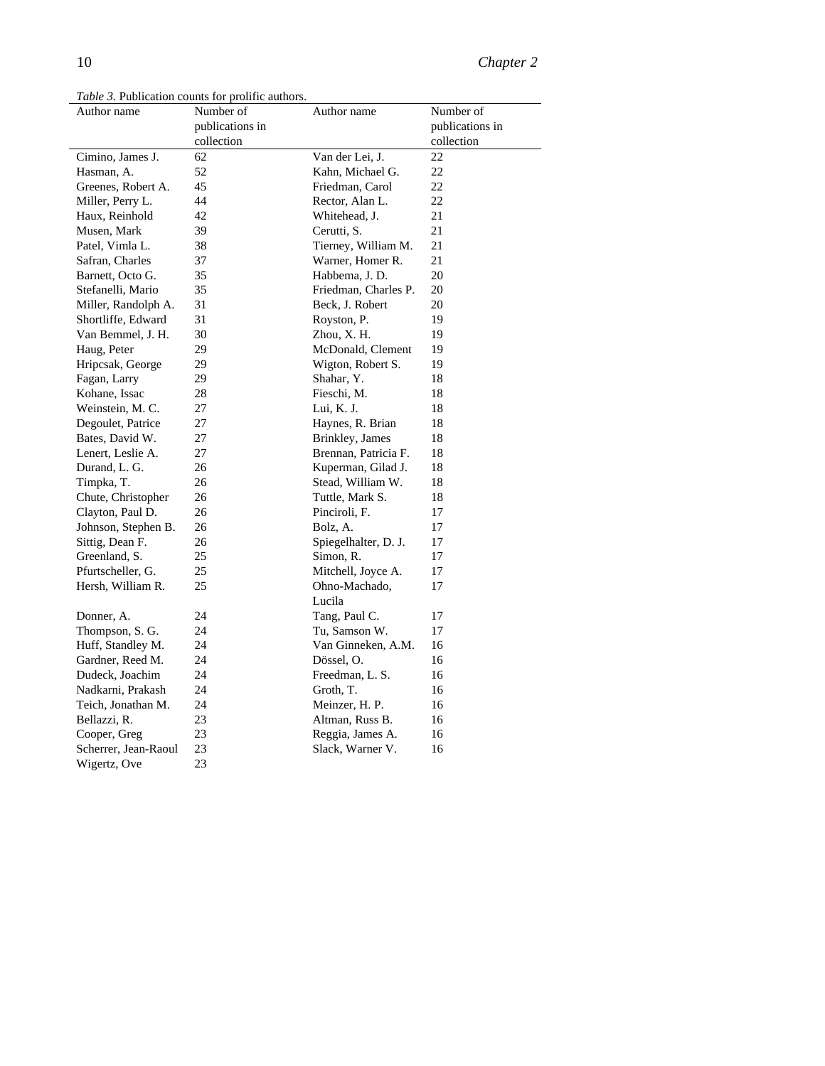*Table 3.* Publication counts for prolific authors.

| Author name | Number of publications in collection | Author name | Number of publications in collection |
|---|---|---|---|
| Cimino, James J. | 62 | Van der Lei, J. | 22 |
| Hasman, A. | 52 | Kahn, Michael G. | 22 |
| Greenes, Robert A. | 45 | Friedman, Carol | 22 |
| Miller, Perry L. | 44 | Rector, Alan L. | 22 |
| Haux, Reinhold | 42 | Whitehead, J. | 21 |
| Musen, Mark | 39 | Cerutti, S. | 21 |
| Patel, Vimla L. | 38 | Tierney, William M. | 21 |
| Safran, Charles | 37 | Warner, Homer R. | 21 |
| Barnett, Octo G. | 35 | Habbema, J. D. | 20 |
| Stefanelli, Mario | 35 | Friedman, Charles P. | 20 |
| Miller, Randolph A. | 31 | Beck, J. Robert | 20 |
| Shortliffe, Edward | 31 | Royston, P. | 19 |
| Van Bemmel, J. H. | 30 | Zhou, X. H. | 19 |
| Haug, Peter | 29 | McDonald, Clement | 19 |
| Hripcsak, George | 29 | Wigton, Robert S. | 19 |
| Fagan, Larry | 29 | Shahar, Y. | 18 |
| Kohane, Issac | 28 | Fieschi, M. | 18 |
| Weinstein, M. C. | 27 | Lui, K. J. | 18 |
| Degoulet, Patrice | 27 | Haynes, R. Brian | 18 |
| Bates, David W. | 27 | Brinkley, James | 18 |
| Lenert, Leslie A. | 27 | Brennan, Patricia F. | 18 |
| Durand, L. G. | 26 | Kuperman, Gilad J. | 18 |
| Timpka, T. | 26 | Stead, William W. | 18 |
| Chute, Christopher | 26 | Tuttle, Mark S. | 18 |
| Clayton, Paul D. | 26 | Pinciroli, F. | 17 |
| Johnson, Stephen B. | 26 | Bolz, A. | 17 |
| Sittig, Dean F. | 26 | Spiegelhalter, D. J. | 17 |
| Greenland, S. | 25 | Simon, R. | 17 |
| Pfurtscheller, G. | 25 | Mitchell, Joyce A. | 17 |
| Hersh, William R. | 25 | Ohno-Machado, Lucila | 17 |
| Donner, A. | 24 | Tang, Paul C. | 17 |
| Thompson, S. G. | 24 | Tu, Samson W. | 17 |
| Huff, Standley M. | 24 | Van Ginneken, A.M. | 16 |
| Gardner, Reed M. | 24 | Dössel, O. | 16 |
| Dudeck, Joachim | 24 | Freedman, L. S. | 16 |
| Nadkarni, Prakash | 24 | Groth, T. | 16 |
| Teich, Jonathan M. | 24 | Meinzer, H. P. | 16 |
| Bellazzi, R. | 23 | Altman, Russ B. | 16 |
| Cooper, Greg | 23 | Reggia, James A. | 16 |
| Scherrer, Jean-Raoul | 23 | Slack, Warner V. | 16 |
| Wigertz, Ove | 23 | | |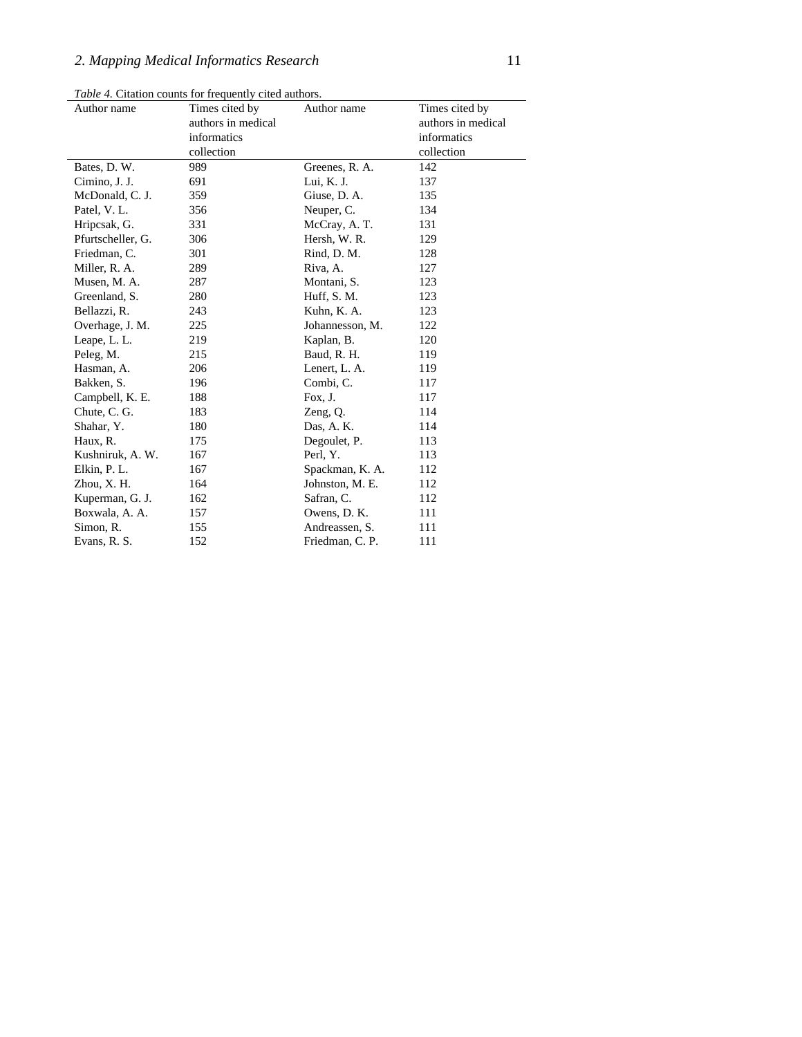*Table 4.* Citation counts for frequently cited authors.

| Author name | Times cited by authors in medical informatics collection | Author name | Times cited by authors in medical informatics collection |
|---|---|---|---|
| Bates, D. W. | 989 | Greenes, R. A. | 142 |
| Cimino, J. J. | 691 | Lui, K. J. | 137 |
| McDonald, C. J. | 359 | Giuse, D. A. | 135 |
| Patel, V. L. | 356 | Neuper, C. | 134 |
| Hripcsak, G. | 331 | McCray, A. T. | 131 |
| Pfurtscheller, G. | 306 | Hersh, W. R. | 129 |
| Friedman, C. | 301 | Rind, D. M. | 128 |
| Miller, R. A. | 289 | Riva, A. | 127 |
| Musen, M. A. | 287 | Montani, S. | 123 |
| Greenland, S. | 280 | Huff, S. M. | 123 |
| Bellazzi, R. | 243 | Kuhn, K. A. | 123 |
| Overhage, J. M. | 225 | Johannesson, M. | 122 |
| Leape, L. L. | 219 | Kaplan, B. | 120 |
| Peleg, M. | 215 | Baud, R. H. | 119 |
| Hasman, A. | 206 | Lenert, L. A. | 119 |
| Bakken, S. | 196 | Combi, C. | 117 |
| Campbell, K. E. | 188 | Fox, J. | 117 |
| Chute, C. G. | 183 | Zeng, Q. | 114 |
| Shahar, Y. | 180 | Das, A. K. | 114 |
| Haux, R. | 175 | Degoulet, P. | 113 |
| Kushniruk, A. W. | 167 | Perl, Y. | 113 |
| Elkin, P. L. | 167 | Spackman, K. A. | 112 |
| Zhou, X. H. | 164 | Johnston, M. E. | 112 |
| Kuperman, G. J. | 162 | Safran, C. | 112 |
| Boxwala, A. A. | 157 | Owens, D. K. | 111 |
| Simon, R. | 155 | Andreassen, S. | 111 |
| Evans, R. S. | 152 | Friedman, C. P. | 111 |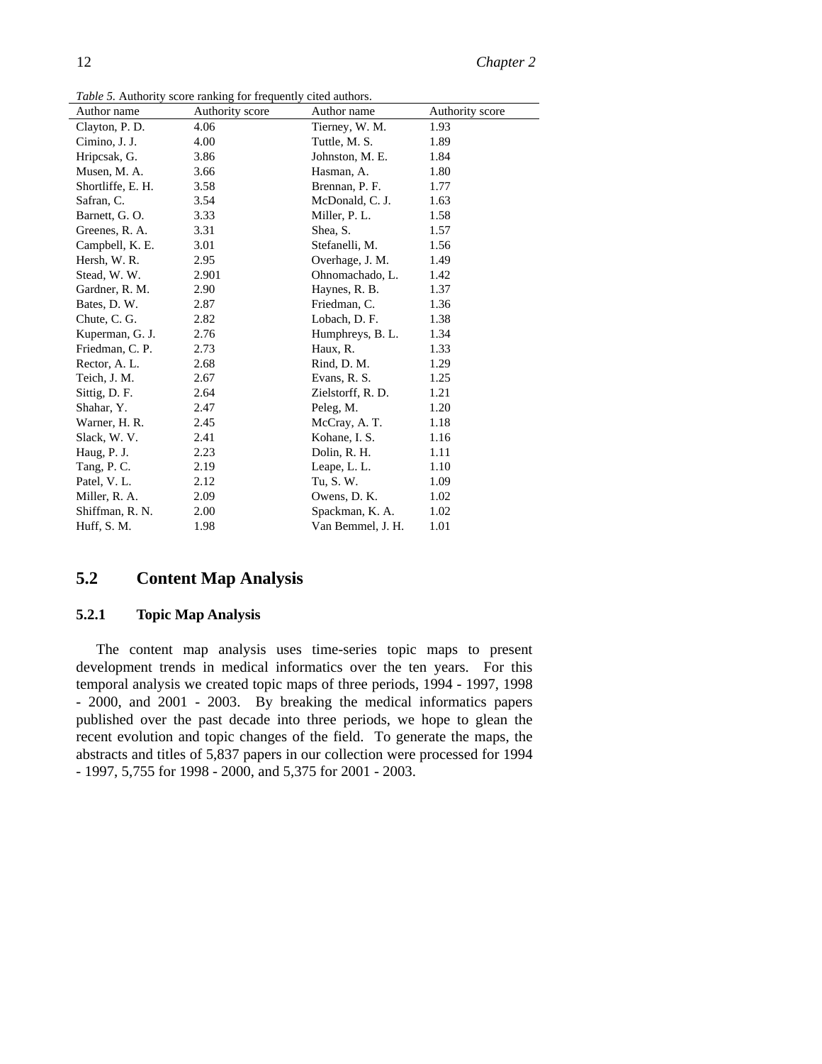*Table 5.* Authority score ranking for frequently cited authors.

| Author name | Authority score | Author name | Authority score |
|---|---|---|---|
| Clayton, P. D. | 4.06 | Tierney, W. M. | 1.93 |
| Cimino, J. J. | 4.00 | Tuttle, M. S. | 1.89 |
| Hripcsak, G. | 3.86 | Johnston, M. E. | 1.84 |
| Musen, M. A. | 3.66 | Hasman, A. | 1.80 |
| Shortliffe, E. H. | 3.58 | Brennan, P. F. | 1.77 |
| Safran, C. | 3.54 | McDonald, C. J. | 1.63 |
| Barnett, G. O. | 3.33 | Miller, P. L. | 1.58 |
| Greenes, R. A. | 3.31 | Shea, S. | 1.57 |
| Campbell, K. E. | 3.01 | Stefanelli, M. | 1.56 |
| Hersh, W. R. | 2.95 | Overhage, J. M. | 1.49 |
| Stead, W. W. | 2.901 | Ohnomachado, L. | 1.42 |
| Gardner, R. M. | 2.90 | Haynes, R. B. | 1.37 |
| Bates, D. W. | 2.87 | Friedman, C. | 1.36 |
| Chute, C. G. | 2.82 | Lobach, D. F. | 1.38 |
| Kuperman, G. J. | 2.76 | Humphreys, B. L. | 1.34 |
| Friedman, C. P. | 2.73 | Haux, R. | 1.33 |
| Rector, A. L. | 2.68 | Rind, D. M. | 1.29 |
| Teich, J. M. | 2.67 | Evans, R. S. | 1.25 |
| Sittig, D. F. | 2.64 | Zielstorff, R. D. | 1.21 |
| Shahar, Y. | 2.47 | Peleg, M. | 1.20 |
| Warner, H. R. | 2.45 | McCray, A. T. | 1.18 |
| Slack, W. V. | 2.41 | Kohane, I. S. | 1.16 |
| Haug, P. J. | 2.23 | Dolin, R. H. | 1.11 |
| Tang, P. C. | 2.19 | Leape, L. L. | 1.10 |
| Patel, V. L. | 2.12 | Tu, S. W. | 1.09 |
| Miller, R. A. | 2.09 | Owens, D. K. | 1.02 |
| Shiffman, R. N. | 2.00 | Spackman, K. A. | 1.02 |
| Huff, S. M. | 1.98 | Van Bemmel, J. H. | 1.01 |

## 5.2 Content Map Analysis

### 5.2.1 Topic Map Analysis

The content map analysis uses time-series topic maps to present development trends in medical informatics over the ten years. For this temporal analysis we created topic maps of three periods, 1994 - 1997, 1998 - 2000, and 2001 - 2003. By breaking the medical informatics papers published over the past decade into three periods, we hope to glean the recent evolution and topic changes of the field. To generate the maps, the abstracts and titles of 5,837 papers in our collection were processed for 1994 - 1997, 5,755 for 1998 - 2000, and 5,375 for 2001 - 2003.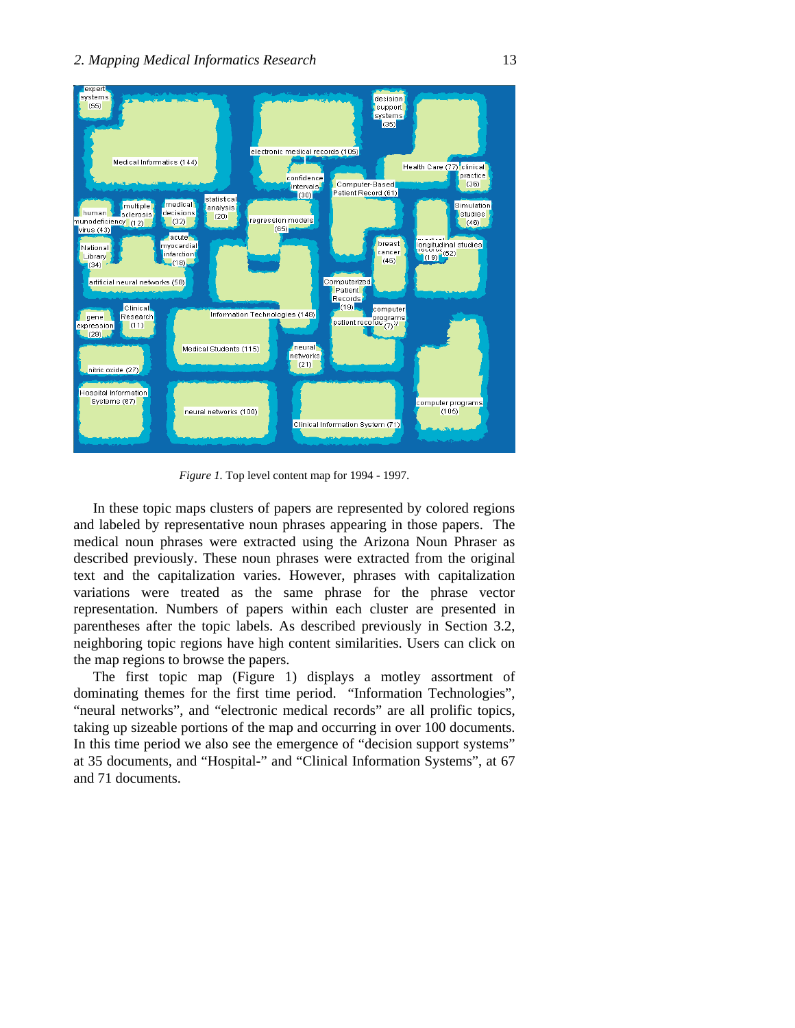*Figure 1.* Top level content map for 1994 - 1997.

In these topic maps clusters of papers are represented by colored regions and labeled by representative noun phrases appearing in those papers. The medical noun phrases were extracted using the Arizona Noun Phraser as described previously. These noun phrases were extracted from the original text and the capitalization varies. However, phrases with capitalization variations were treated as the same phrase for the phrase vector representation. Numbers of papers within each cluster are presented in parentheses after the topic labels. As described previously in Section 3.2, neighboring topic regions have high content similarities. Users can click on the map regions to browse the papers.

The first topic map (Figure 1) displays a motley assortment of dominating themes for the first time period. "Information Technologies", "neural networks", and "electronic medical records" are all prolific topics, taking up sizeable portions of the map and occurring in over 100 documents. In this time period we also see the emergence of "decision support systems" at 35 documents, and "Hospital-" and "Clinical Information Systems", at 67 and 71 documents.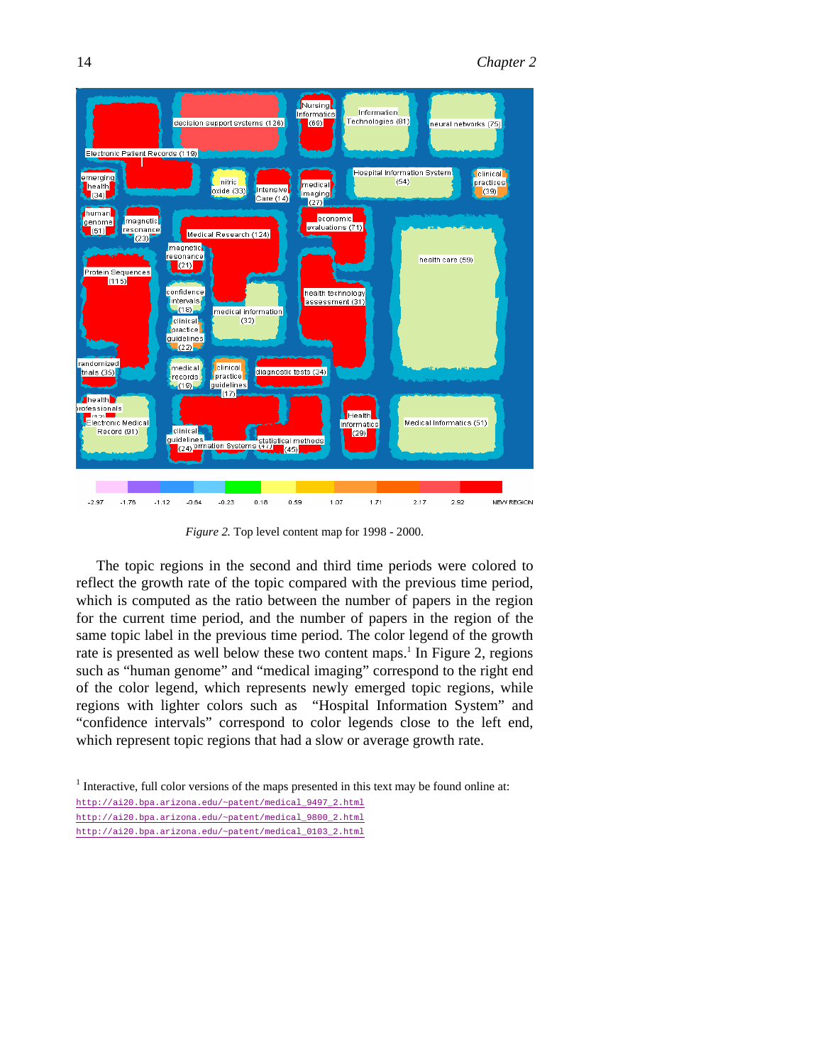*Figure 2.* Top level content map for 1998 - 2000.

The topic regions in the second and third time periods were colored to reflect the growth rate of the topic compared with the previous time period, which is computed as the ratio between the number of papers in the region for the current time period, and the number of papers in the region of the same topic label in the previous time period. The color legend of the growth rate is presented as well below these two content maps.[1] In Figure 2, regions such as "human genome" and "medical imaging" correspond to the right end of the color legend, which represents newly emerged topic regions, while regions with lighter colors such as "Hospital Information System" and "confidence intervals" correspond to color legends close to the left end, which represent topic regions that had a slow or average growth rate.

[1] Interactive, full color versions of the maps presented in this text may be found online at:
http://ai20.bpa.arizona.edu/~patent/medical_9497_2.html
http://ai20.bpa.arizona.edu/~patent/medical_9800_2.html
http://ai20.bpa.arizona.edu/~patent/medical_0103_2.html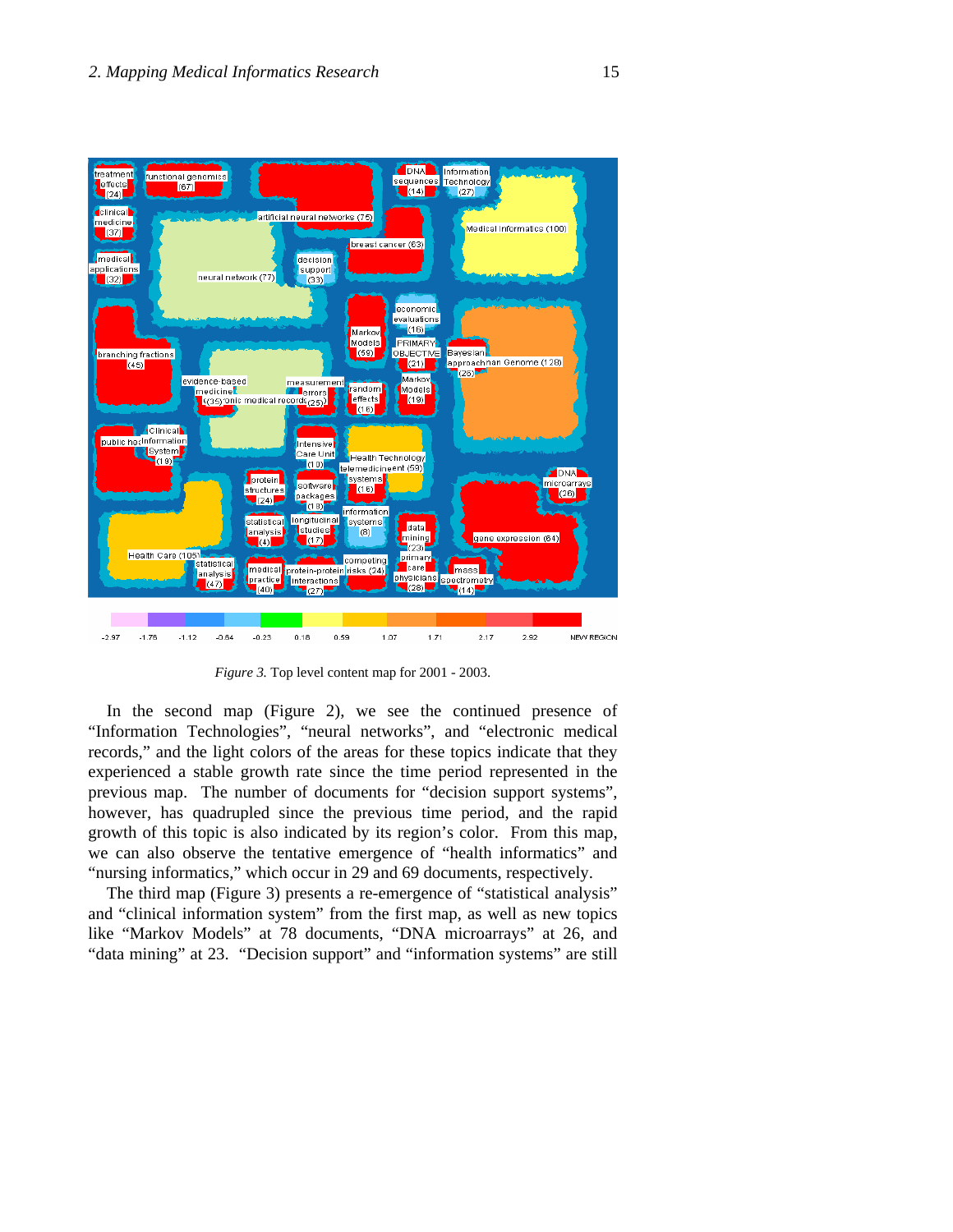*Figure 3.* Top level content map for 2001 - 2003.

In the second map (Figure 2), we see the continued presence of "Information Technologies", "neural networks", and "electronic medical records," and the light colors of the areas for these topics indicate that they experienced a stable growth rate since the time period represented in the previous map. The number of documents for "decision support systems", however, has quadrupled since the previous time period, and the rapid growth of this topic is also indicated by its region's color. From this map, we can also observe the tentative emergence of "health informatics" and "nursing informatics," which occur in 29 and 69 documents, respectively.

The third map (Figure 3) presents a re-emergence of "statistical analysis" and "clinical information system" from the first map, as well as new topics like "Markov Models" at 78 documents, "DNA microarrays" at 26, and "data mining" at 23. "Decision support" and "information systems" are still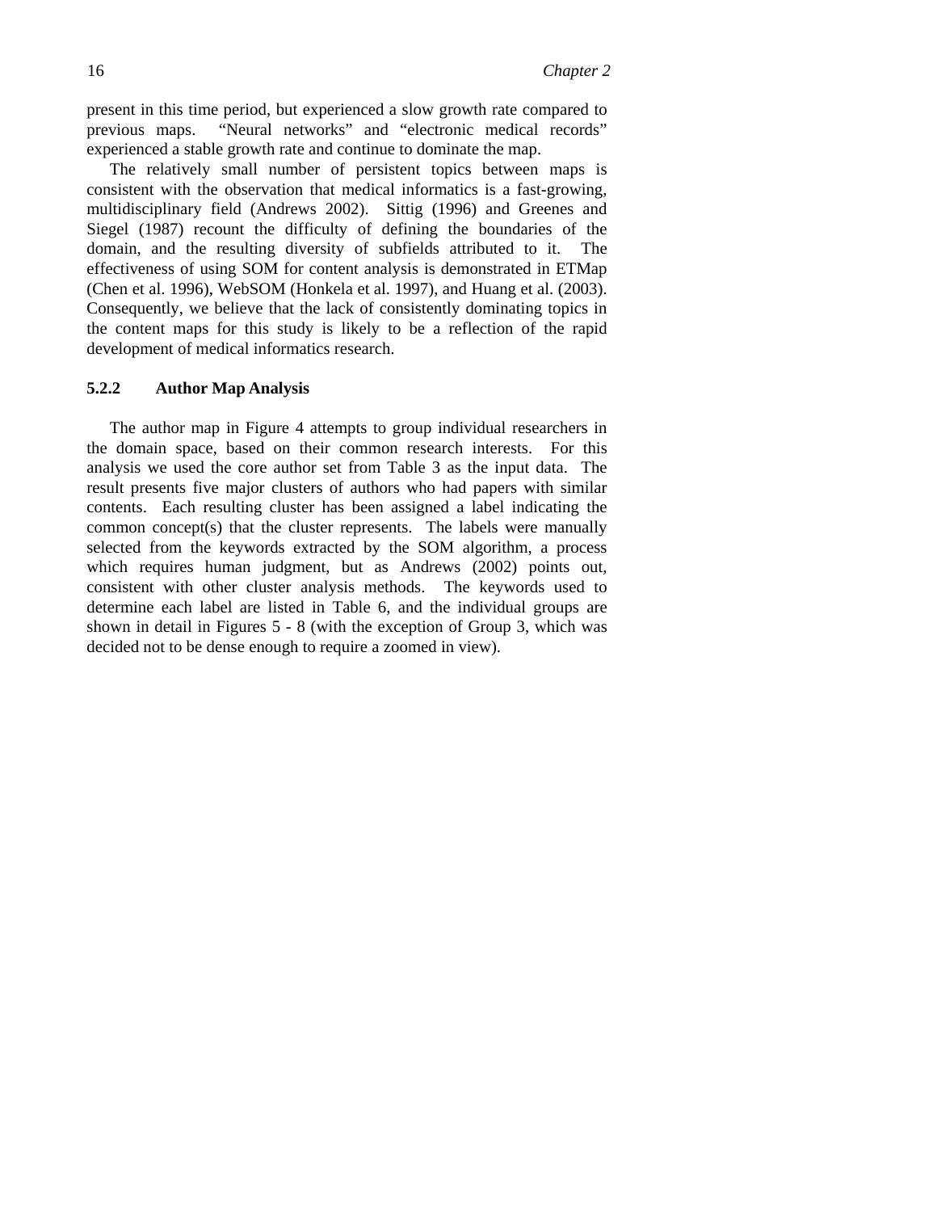present in this time period, but experienced a slow growth rate compared to previous maps. "Neural networks" and "electronic medical records" experienced a stable growth rate and continue to dominate the map.

The relatively small number of persistent topics between maps is consistent with the observation that medical informatics is a fast-growing, multidisciplinary field (Andrews 2002). Sittig (1996) and Greenes and Siegel (1987) recount the difficulty of defining the boundaries of the domain, and the resulting diversity of subfields attributed to it. The effectiveness of using SOM for content analysis is demonstrated in ETMap (Chen et al. 1996), WebSOM (Honkela et al. 1997), and Huang et al. (2003). Consequently, we believe that the lack of consistently dominating topics in the content maps for this study is likely to be a reflection of the rapid development of medical informatics research.

### 5.2.2 Author Map Analysis

The author map in Figure 4 attempts to group individual researchers in the domain space, based on their common research interests. For this analysis we used the core author set from Table 3 as the input data. The result presents five major clusters of authors who had papers with similar contents. Each resulting cluster has been assigned a label indicating the common concept(s) that the cluster represents. The labels were manually selected from the keywords extracted by the SOM algorithm, a process which requires human judgment, but as Andrews (2002) points out, consistent with other cluster analysis methods. The keywords used to determine each label are listed in Table 6, and the individual groups are shown in detail in Figures 5 - 8 (with the exception of Group 3, which was decided not to be dense enough to require a zoomed in view).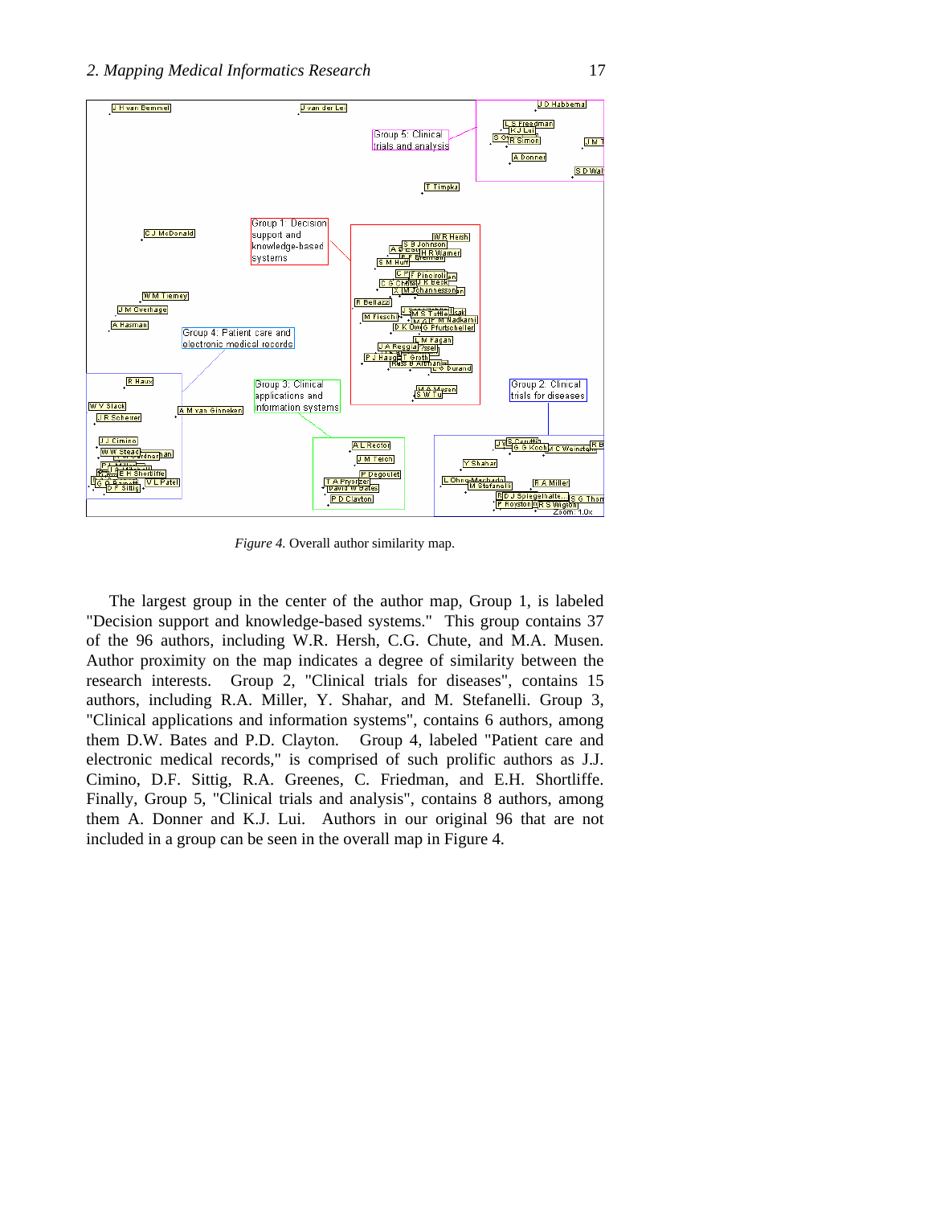*Figure 4.* Overall author similarity map.

The largest group in the center of the author map, Group 1, is labeled "Decision support and knowledge-based systems." This group contains 37 of the 96 authors, including W.R. Hersh, C.G. Chute, and M.A. Musen. Author proximity on the map indicates a degree of similarity between the research interests. Group 2, "Clinical trials for diseases", contains 15 authors, including R.A. Miller, Y. Shahar, and M. Stefanelli. Group 3, "Clinical applications and information systems", contains 6 authors, among them D.W. Bates and P.D. Clayton. Group 4, labeled "Patient care and electronic medical records," is comprised of such prolific authors as J.J. Cimino, D.F. Sittig, R.A. Greenes, C. Friedman, and E.H. Shortliffe. Finally, Group 5, "Clinical trials and analysis", contains 8 authors, among them A. Donner and K.J. Lui. Authors in our original 96 that are not included in a group can be seen in the overall map in Figure 4.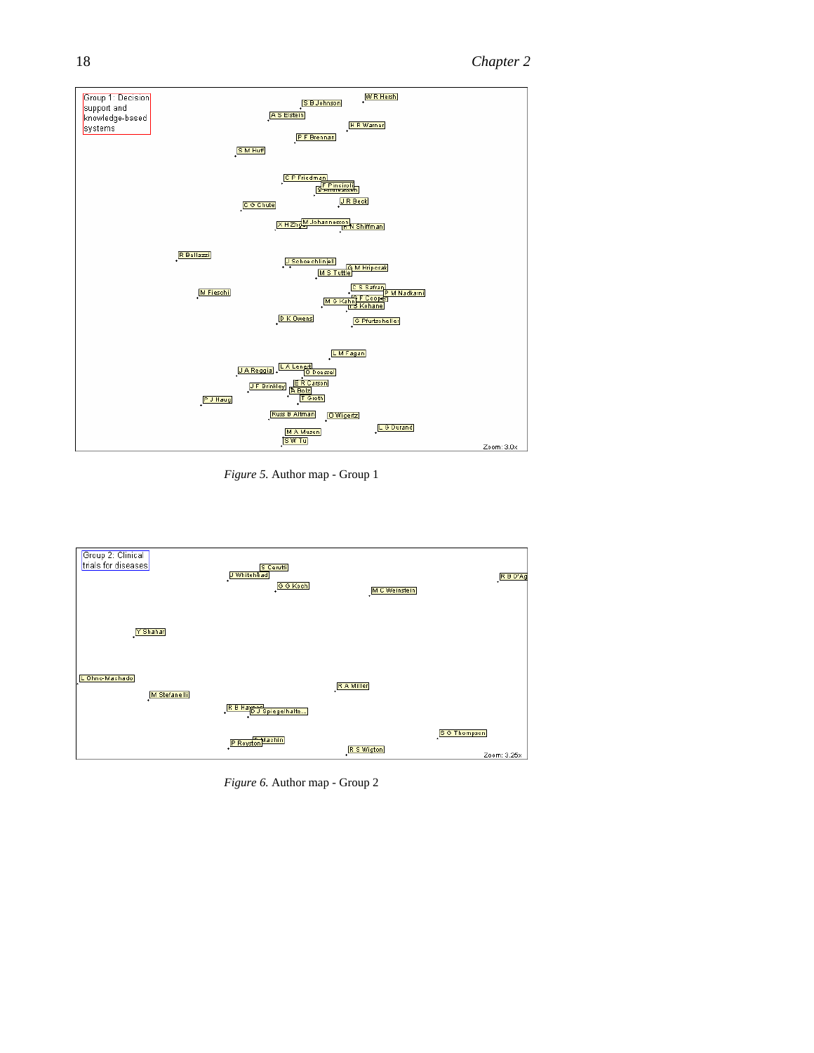Group 1: Decision support and knowledge-based systems

W R Hersh
S B Johnson
A S Elstein
H R Warner
P F Brennan
S M Huff
C P Friedman
F Pinciroli
S Andreassen
J R Beck
C G Chute
X H Zhou
M Johannesson
R N Shiffman
R Bellazzi
J Schoechlin
G M Hripcsak
M S Tuttle
C S Safran
M Fieschi
P M Nadkarni
G F Cooper
M G Kahn
I S Kohane
D K Owens
G Pfurtscheller
L M Fagan
L A Lenert
J A Reggia
O Doessel
E R Carson
J F Brinkley
A Bolz
P J Haug
T Groth
Russ B Altman
O Wigertz
L G Durand
M A Musen
S W Tu

Zoom: 3.0x

*Figure 5.* Author map - Group 1

Group 2: Clinical trials for diseases

S Cerutti
J Whitehead
R B D'Ag
G G Koch
M C Weinstein
Y Shahar
L Ohno-Machado
R A Miller
M Stefanelli
R B Haynes
D J Spiegelhalte...
S G Thompson
D Machin
P Royston
R S Wigton

Zoom: 3.25x

*Figure 6.* Author map - Group 2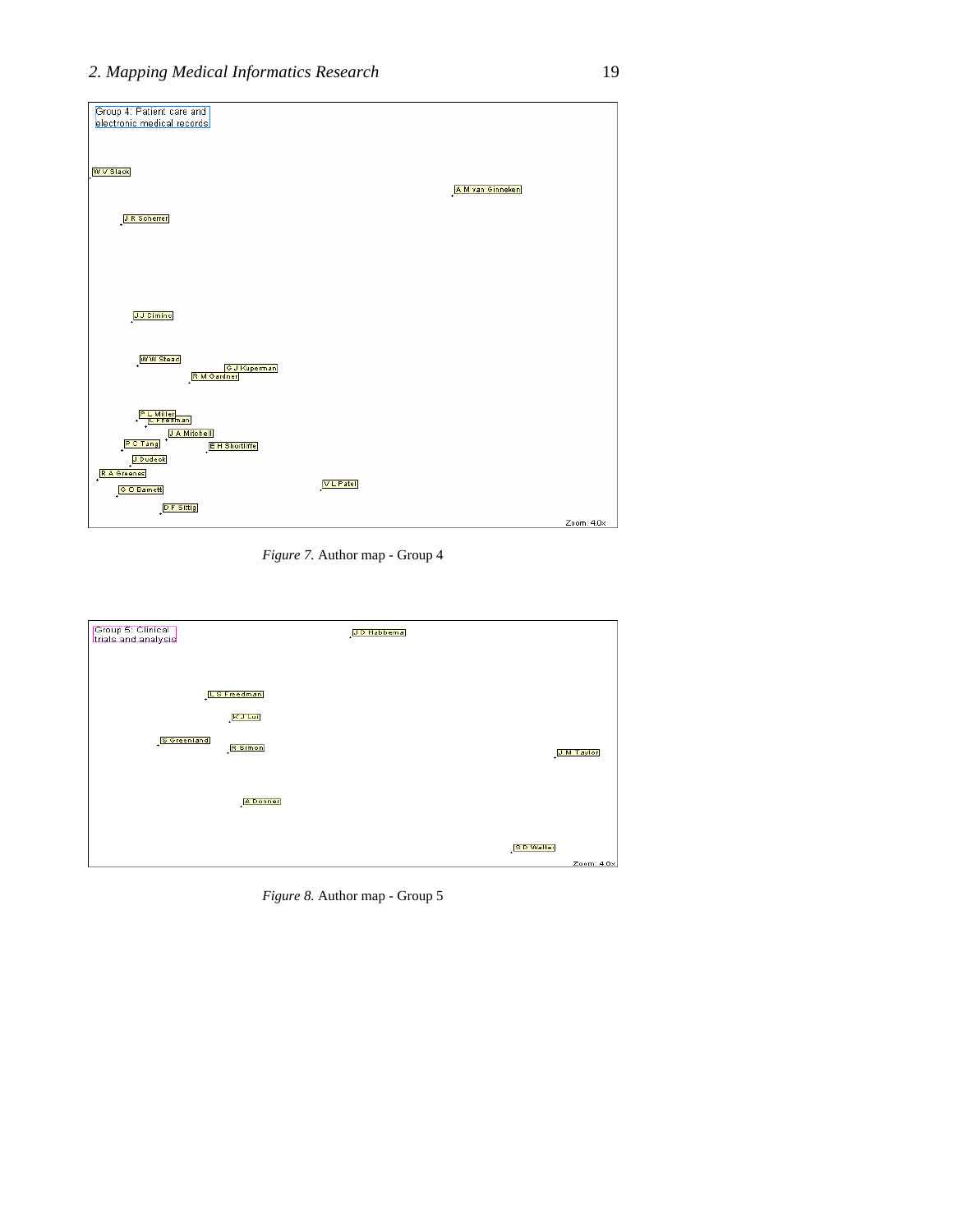Group 4: Patient care and electronic medical records

W V Slack

A M van Ginneken

J R Scherrer

J J Cimino

W W Stead

G J Kuperman

R M Gardner

P L Miller

C Friedman

J A Mitchell

P C Tang

E H Shortliffe

J Dudeck

R A Greenes

V L Patel

G O Barnett

D F Sittig

Zoom: 4.0x

*Figure 7.* Author map - Group 4

Group 5: Clinical trials and analysis

J D Habbema

L S Freedman

K J Lui

S Greenland

R Simon

J M Taylor

A Donner

S D Walter

Zoom: 4.0x

*Figure 8.* Author map - Group 5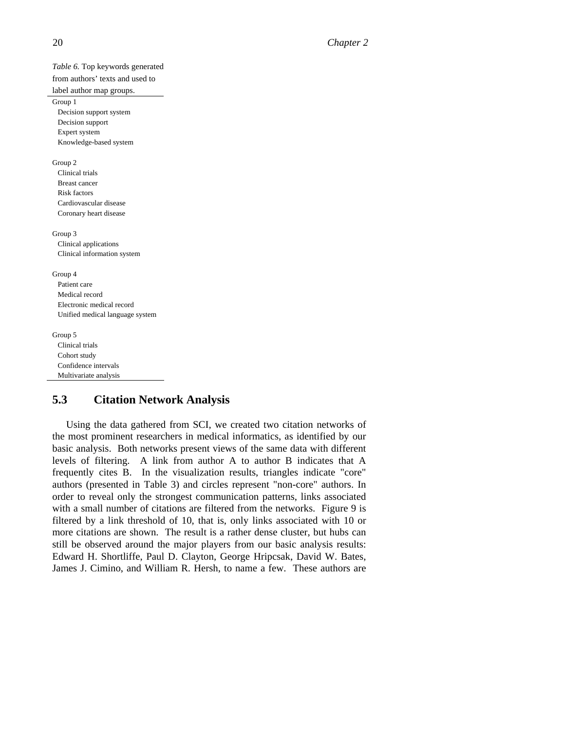*Table 6.* Top keywords generated from authors' texts and used to label author map groups.

| |
|---|
| Group 1 |
| Decision support system |
| Decision support |
| Expert system |
| Knowledge-based system |
| |
| Group 2 |
| Clinical trials |
| Breast cancer |
| Risk factors |
| Cardiovascular disease |
| Coronary heart disease |
| |
| Group 3 |
| Clinical applications |
| Clinical information system |
| |
| Group 4 |
| Patient care |
| Medical record |
| Electronic medical record |
| Unified medical language system |
| |
| Group 5 |
| Clinical trials |
| Cohort study |
| Confidence intervals |
| Multivariate analysis |

## 5.3 Citation Network Analysis

Using the data gathered from SCI, we created two citation networks of the most prominent researchers in medical informatics, as identified by our basic analysis. Both networks present views of the same data with different levels of filtering. A link from author A to author B indicates that A frequently cites B. In the visualization results, triangles indicate "core" authors (presented in Table 3) and circles represent "non-core" authors. In order to reveal only the strongest communication patterns, links associated with a small number of citations are filtered from the networks. Figure 9 is filtered by a link threshold of 10, that is, only links associated with 10 or more citations are shown. The result is a rather dense cluster, but hubs can still be observed around the major players from our basic analysis results: Edward H. Shortliffe, Paul D. Clayton, George Hripcsak, David W. Bates, James J. Cimino, and William R. Hersh, to name a few. These authors are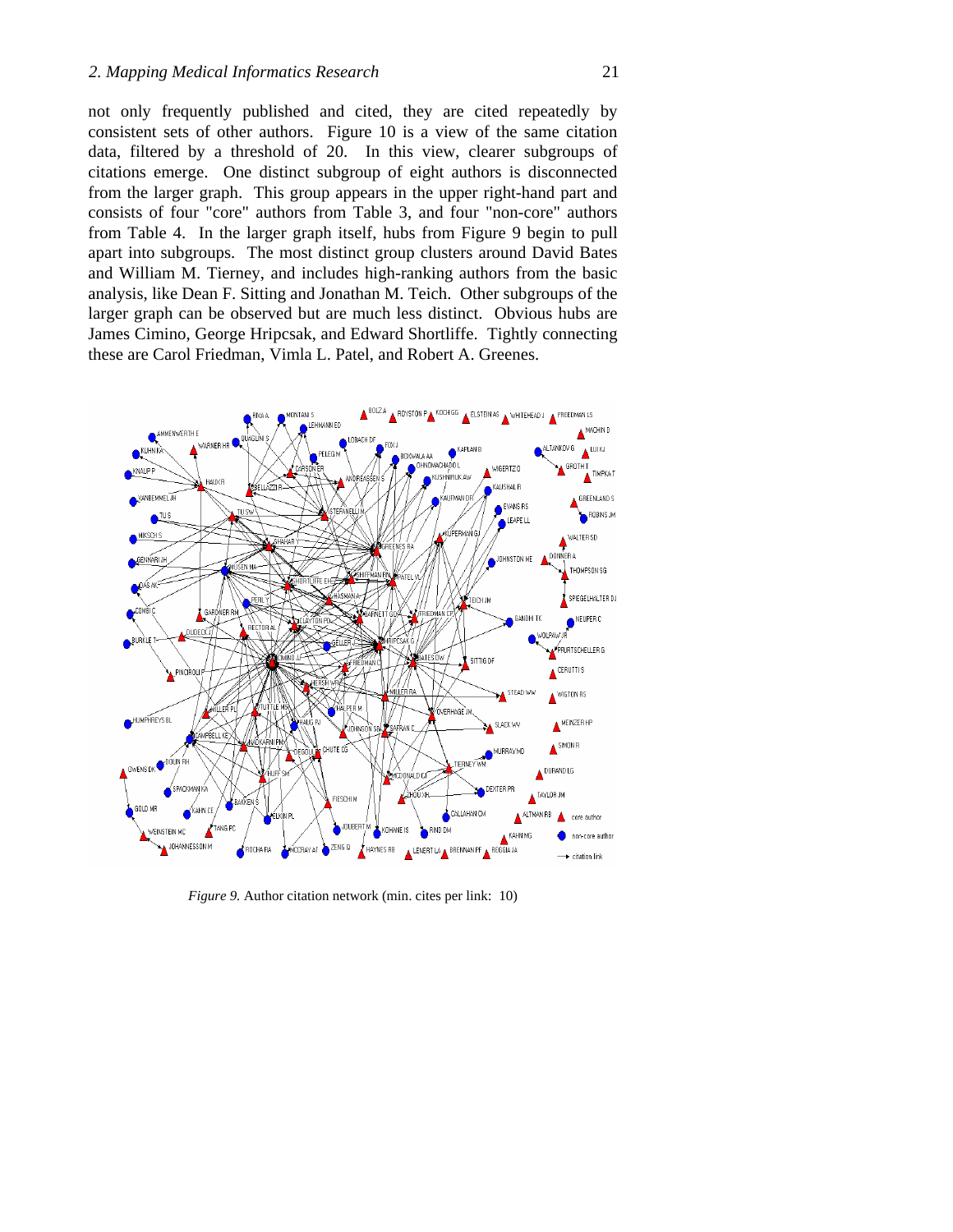not only frequently published and cited, they are cited repeatedly by consistent sets of other authors. Figure 10 is a view of the same citation data, filtered by a threshold of 20. In this view, clearer subgroups of citations emerge. One distinct subgroup of eight authors is disconnected from the larger graph. This group appears in the upper right-hand part and consists of four "core" authors from Table 3, and four "non-core" authors from Table 4. In the larger graph itself, hubs from Figure 9 begin to pull apart into subgroups. The most distinct group clusters around David Bates and William M. Tierney, and includes high-ranking authors from the basic analysis, like Dean F. Sitting and Jonathan M. Teich. Other subgroups of the larger graph can be observed but are much less distinct. Obvious hubs are James Cimino, George Hripcsak, and Edward Shortliffe. Tightly connecting these are Carol Friedman, Vimla L. Patel, and Robert A. Greenes.

*Figure 9.* Author citation network (min. cites per link: 10)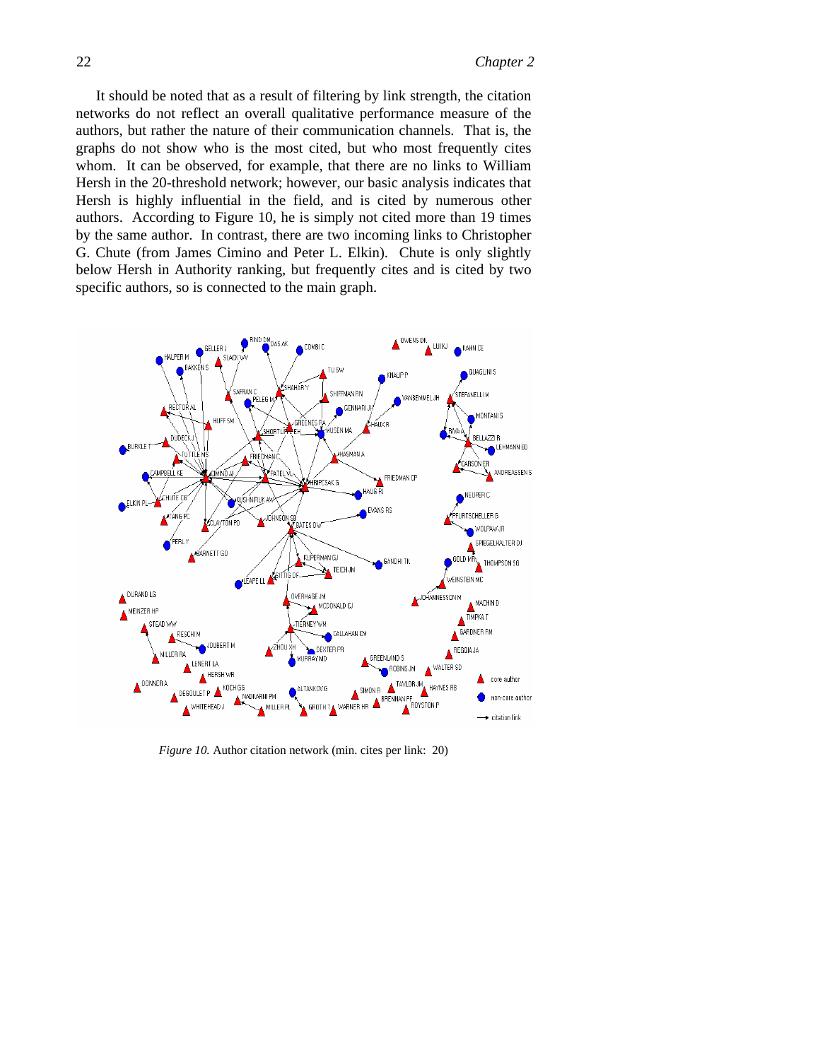It should be noted that as a result of filtering by link strength, the citation networks do not reflect an overall qualitative performance measure of the authors, but rather the nature of their communication channels. That is, the graphs do not show who is the most cited, but who most frequently cites whom. It can be observed, for example, that there are no links to William Hersh in the 20-threshold network; however, our basic analysis indicates that Hersh is highly influential in the field, and is cited by numerous other authors. According to Figure 10, he is simply not cited more than 19 times by the same author. In contrast, there are two incoming links to Christopher G. Chute (from James Cimino and Peter L. Elkin). Chute is only slightly below Hersh in Authority ranking, but frequently cites and is cited by two specific authors, so is connected to the main graph.

*Figure 10.* Author citation network (min. cites per link: 20)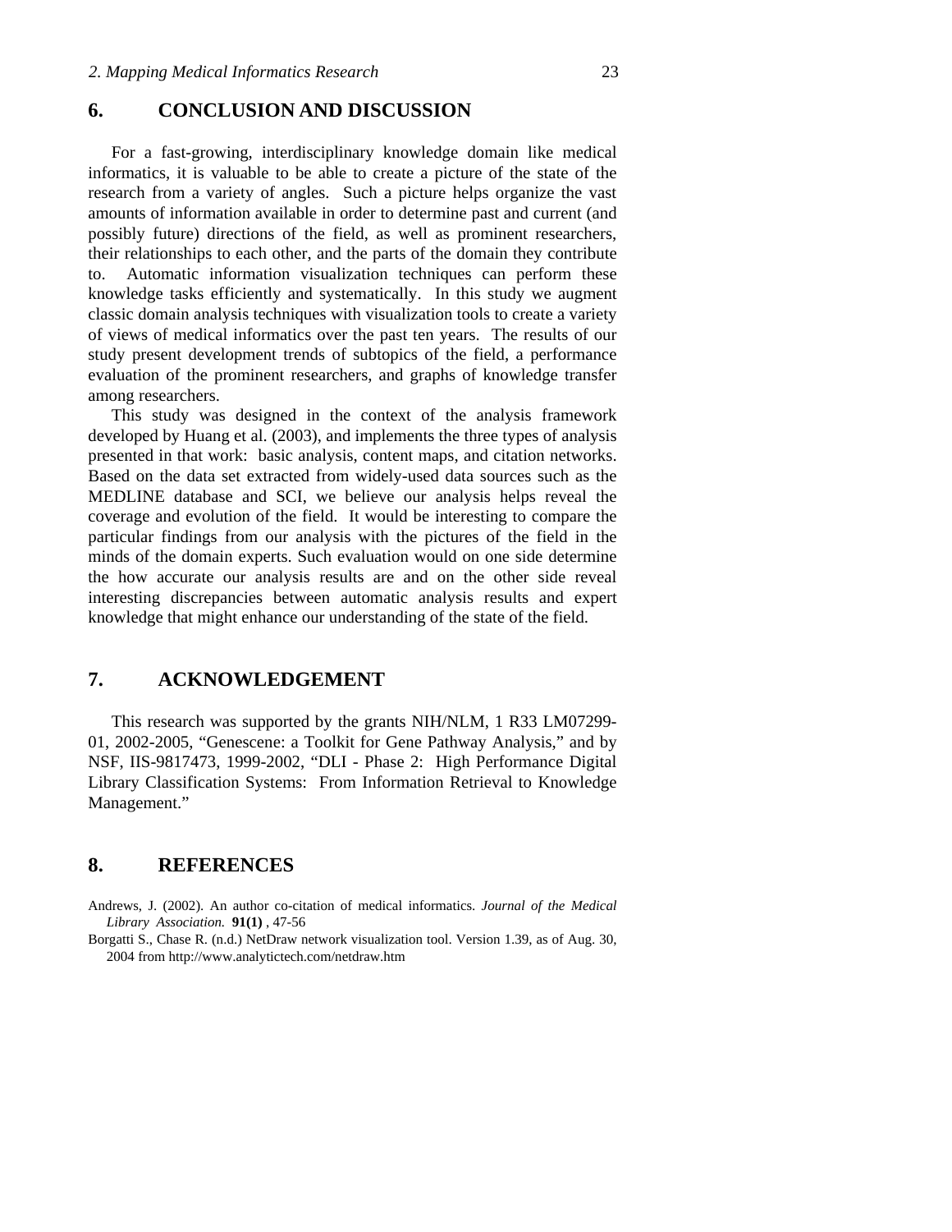## 6. CONCLUSION AND DISCUSSION

For a fast-growing, interdisciplinary knowledge domain like medical informatics, it is valuable to be able to create a picture of the state of the research from a variety of angles. Such a picture helps organize the vast amounts of information available in order to determine past and current (and possibly future) directions of the field, as well as prominent researchers, their relationships to each other, and the parts of the domain they contribute to. Automatic information visualization techniques can perform these knowledge tasks efficiently and systematically. In this study we augment classic domain analysis techniques with visualization tools to create a variety of views of medical informatics over the past ten years. The results of our study present development trends of subtopics of the field, a performance evaluation of the prominent researchers, and graphs of knowledge transfer among researchers.

This study was designed in the context of the analysis framework developed by Huang et al. (2003), and implements the three types of analysis presented in that work: basic analysis, content maps, and citation networks. Based on the data set extracted from widely-used data sources such as the MEDLINE database and SCI, we believe our analysis helps reveal the coverage and evolution of the field. It would be interesting to compare the particular findings from our analysis with the pictures of the field in the minds of the domain experts. Such evaluation would on one side determine the how accurate our analysis results are and on the other side reveal interesting discrepancies between automatic analysis results and expert knowledge that might enhance our understanding of the state of the field.

## 7. ACKNOWLEDGEMENT

This research was supported by the grants NIH/NLM, 1 R33 LM07299-01, 2002-2005, "Genescene: a Toolkit for Gene Pathway Analysis," and by NSF, IIS-9817473, 1999-2002, "DLI - Phase 2: High Performance Digital Library Classification Systems: From Information Retrieval to Knowledge Management."

## 8. REFERENCES

Andrews, J. (2002). An author co-citation of medical informatics. *Journal of the Medical Library Association.* **91(1)** , 47-56

Borgatti S., Chase R. (n.d.) NetDraw network visualization tool. Version 1.39, as of Aug. 30, 2004 from http://www.analytictech.com/netdraw.htm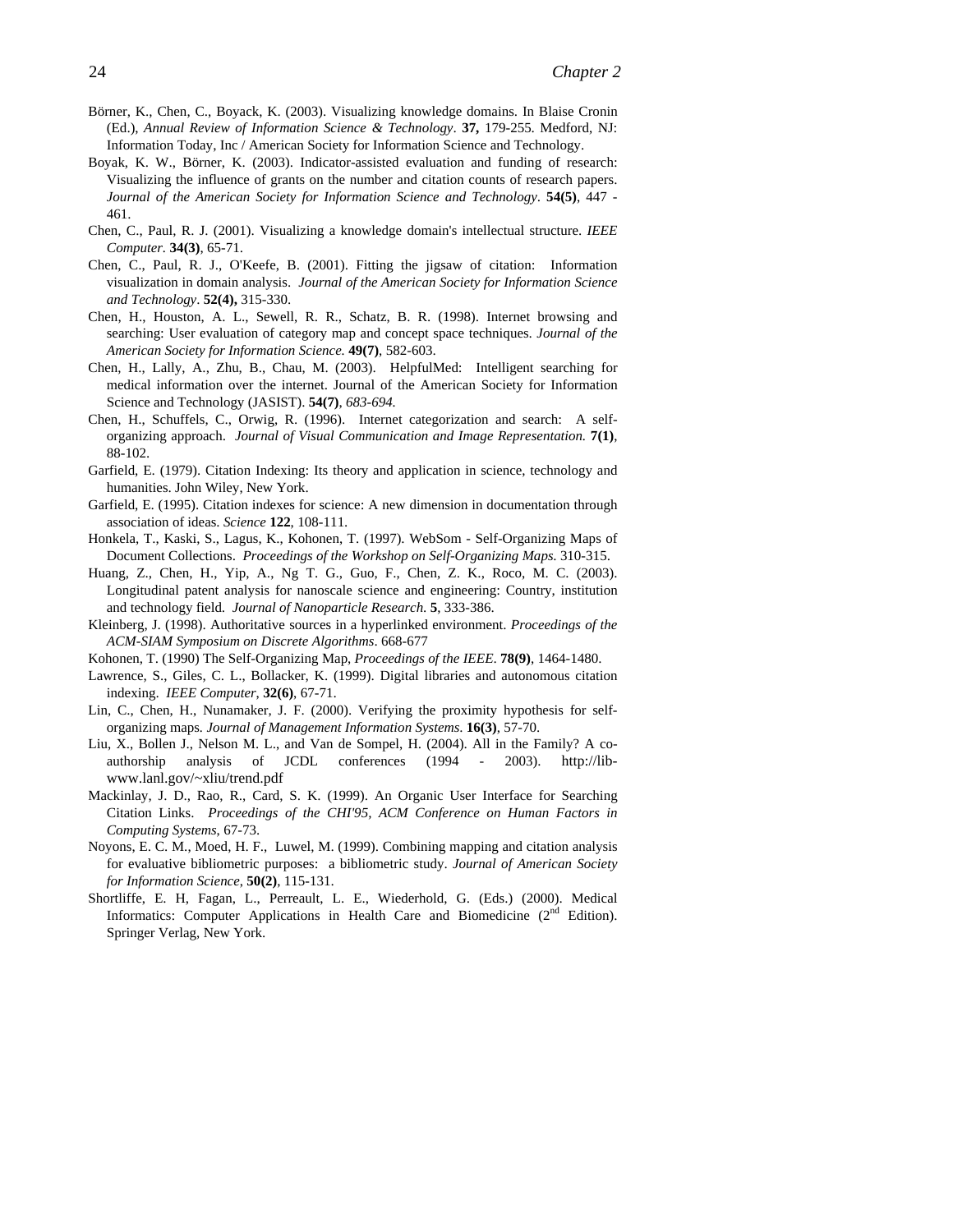Börner, K., Chen, C., Boyack, K. (2003). Visualizing knowledge domains. In Blaise Cronin (Ed.), *Annual Review of Information Science & Technology*. **37,** 179-255. Medford, NJ: Information Today, Inc / American Society for Information Science and Technology.

Boyak, K. W., Börner, K. (2003). Indicator-assisted evaluation and funding of research: Visualizing the influence of grants on the number and citation counts of research papers. *Journal of the American Society for Information Science and Technology*. **54(5)**, 447 - 461.

Chen, C., Paul, R. J. (2001). Visualizing a knowledge domain's intellectual structure. *IEEE Computer*. **34(3)**, 65-71.

Chen, C., Paul, R. J., O'Keefe, B. (2001). Fitting the jigsaw of citation: Information visualization in domain analysis. *Journal of the American Society for Information Science and Technology*. **52(4),** 315-330.

Chen, H., Houston, A. L., Sewell, R. R., Schatz, B. R. (1998). Internet browsing and searching: User evaluation of category map and concept space techniques. *Journal of the American Society for Information Science.* **49(7)**, 582-603.

Chen, H., Lally, A., Zhu, B., Chau, M. (2003). HelpfulMed: Intelligent searching for medical information over the internet. Journal of the American Society for Information Science and Technology (JASIST). **54(7)**, *683-694.*

Chen, H., Schuffels, C., Orwig, R. (1996). Internet categorization and search: A self-organizing approach. *Journal of Visual Communication and Image Representation.* **7(1)**, 88-102.

Garfield, E. (1979). Citation Indexing: Its theory and application in science, technology and humanities. John Wiley, New York.

Garfield, E. (1995). Citation indexes for science: A new dimension in documentation through association of ideas. *Science* **122**, 108-111.

Honkela, T., Kaski, S., Lagus, K., Kohonen, T. (1997). WebSom - Self-Organizing Maps of Document Collections. *Proceedings of the Workshop on Self-Organizing Maps.* 310-315.

Huang, Z., Chen, H., Yip, A., Ng T. G., Guo, F., Chen, Z. K., Roco, M. C. (2003). Longitudinal patent analysis for nanoscale science and engineering: Country, institution and technology field. *Journal of Nanoparticle Research.* **5**, 333-386.

Kleinberg, J. (1998). Authoritative sources in a hyperlinked environment. *Proceedings of the ACM-SIAM Symposium on Discrete Algorithms*. 668-677

Kohonen, T. (1990) The Self-Organizing Map, *Proceedings of the IEEE*. **78(9)**, 1464-1480.

Lawrence, S., Giles, C. L., Bollacker, K. (1999). Digital libraries and autonomous citation indexing. *IEEE Computer*, **32(6)**, 67-71.

Lin, C., Chen, H., Nunamaker, J. F. (2000). Verifying the proximity hypothesis for self-organizing maps. *Journal of Management Information Systems*. **16(3)**, 57-70.

Liu, X., Bollen J., Nelson M. L., and Van de Sompel, H. (2004). All in the Family? A co-authorship analysis of JCDL conferences (1994 - 2003). http://lib-www.lanl.gov/~xliu/trend.pdf

Mackinlay, J. D., Rao, R., Card, S. K. (1999). An Organic User Interface for Searching Citation Links. *Proceedings of the CHI'95, ACM Conference on Human Factors in Computing Systems*, 67-73.

Noyons, E. C. M., Moed, H. F., Luwel, M. (1999). Combining mapping and citation analysis for evaluative bibliometric purposes: a bibliometric study. *Journal of American Society for Information Science*, **50(2)**, 115-131.

Shortliffe, E. H, Fagan, L., Perreault, L. E., Wiederhold, G. (Eds.) (2000). Medical Informatics: Computer Applications in Health Care and Biomedicine (2nd Edition). Springer Verlag, New York.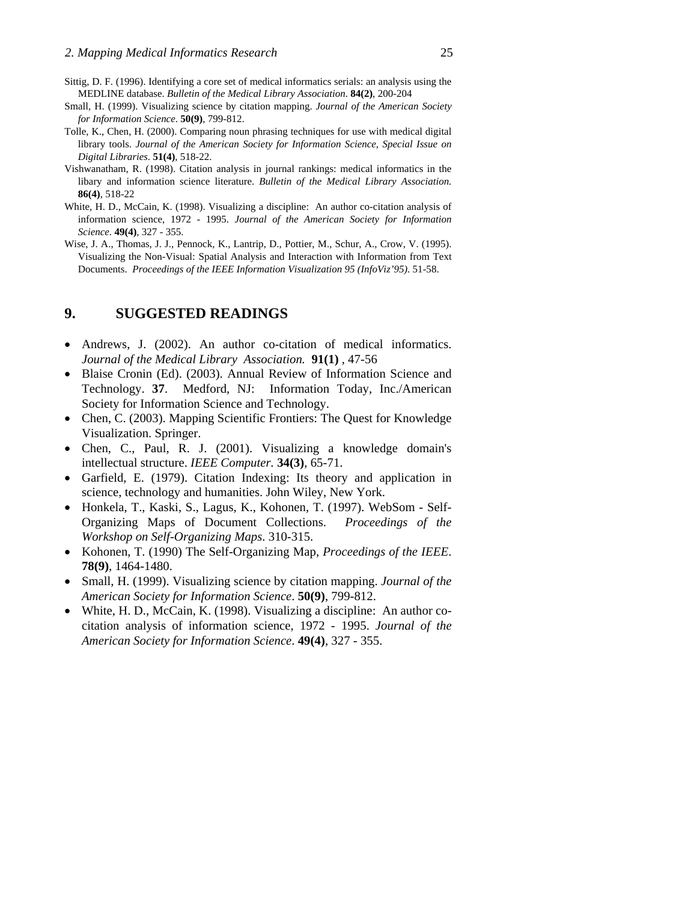Sittig, D. F. (1996). Identifying a core set of medical informatics serials: an analysis using the MEDLINE database. *Bulletin of the Medical Library Association*. **84(2)**, 200-204

Small, H. (1999). Visualizing science by citation mapping. *Journal of the American Society for Information Science*. **50(9)**, 799-812.

Tolle, K., Chen, H. (2000). Comparing noun phrasing techniques for use with medical digital library tools. *Journal of the American Society for Information Science, Special Issue on Digital Libraries*. **51(4)**, 518-22.

Vishwanatham, R. (1998). Citation analysis in journal rankings: medical informatics in the libary and information science literature. *Bulletin of the Medical Library Association.* **86(4)**, 518-22

White, H. D., McCain, K. (1998). Visualizing a discipline: An author co-citation analysis of information science, 1972 - 1995. *Journal of the American Society for Information Science*. **49(4)**, 327 - 355.

Wise, J. A., Thomas, J. J., Pennock, K., Lantrip, D., Pottier, M., Schur, A., Crow, V. (1995). Visualizing the Non-Visual: Spatial Analysis and Interaction with Information from Text Documents. *Proceedings of the IEEE Information Visualization 95 (InfoViz'95)*. 51-58.

## 9. SUGGESTED READINGS

- Andrews, J. (2002). An author co-citation of medical informatics. *Journal of the Medical Library Association.* **91(1)** , 47-56
- Blaise Cronin (Ed). (2003). Annual Review of Information Science and Technology. **37**. Medford, NJ: Information Today, Inc./American Society for Information Science and Technology.
- Chen, C. (2003). Mapping Scientific Frontiers: The Quest for Knowledge Visualization. Springer.
- Chen, C., Paul, R. J. (2001). Visualizing a knowledge domain's intellectual structure. *IEEE Computer.* **34(3)**, 65-71.
- Garfield, E. (1979). Citation Indexing: Its theory and application in science, technology and humanities. John Wiley, New York.
- Honkela, T., Kaski, S., Lagus, K., Kohonen, T. (1997). WebSom - Self-Organizing Maps of Document Collections. *Proceedings of the Workshop on Self-Organizing Maps*. 310-315.
- Kohonen, T. (1990) The Self-Organizing Map, *Proceedings of the IEEE*. **78(9)**, 1464-1480.
- Small, H. (1999). Visualizing science by citation mapping. *Journal of the American Society for Information Science*. **50(9)**, 799-812.
- White, H. D., McCain, K. (1998). Visualizing a discipline: An author co-citation analysis of information science, 1972 - 1995. *Journal of the American Society for Information Science*. **49(4)**, 327 - 355.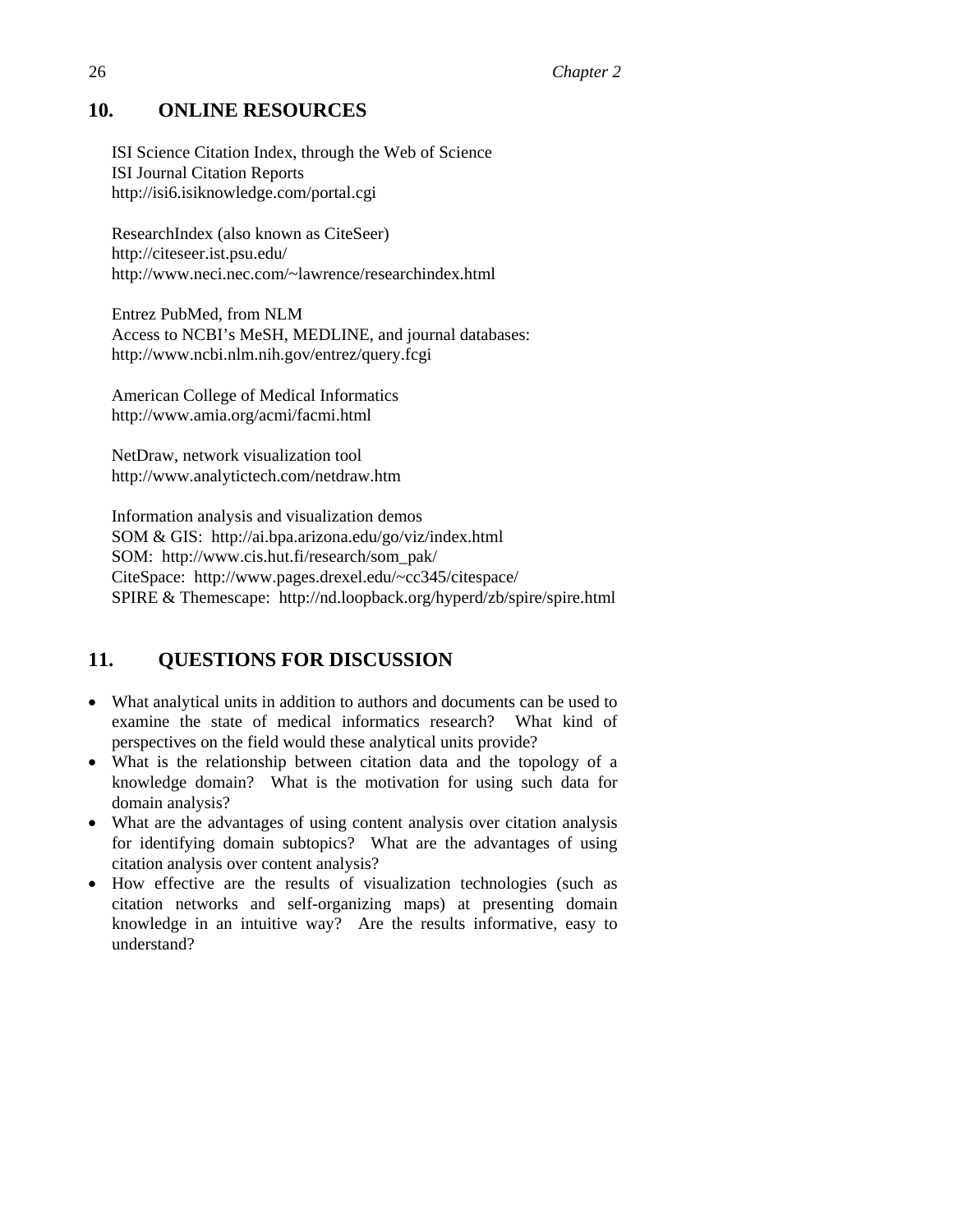## 10. ONLINE RESOURCES

ISI Science Citation Index, through the Web of Science
ISI Journal Citation Reports
http://isi6.isiknowledge.com/portal.cgi

ResearchIndex (also known as CiteSeer)
http://citeseer.ist.psu.edu/
http://www.neci.nec.com/~lawrence/researchindex.html

Entrez PubMed, from NLM
Access to NCBI's MeSH, MEDLINE, and journal databases:
http://www.ncbi.nlm.nih.gov/entrez/query.fcgi

American College of Medical Informatics
http://www.amia.org/acmi/facmi.html

NetDraw, network visualization tool
http://www.analytictech.com/netdraw.htm

Information analysis and visualization demos
SOM & GIS: http://ai.bpa.arizona.edu/go/viz/index.html
SOM: http://www.cis.hut.fi/research/som_pak/
CiteSpace: http://www.pages.drexel.edu/~cc345/citespace/
SPIRE & Themescape: http://nd.loopback.org/hyperd/zb/spire/spire.html

## 11. QUESTIONS FOR DISCUSSION

- What analytical units in addition to authors and documents can be used to examine the state of medical informatics research? What kind of perspectives on the field would these analytical units provide?
- What is the relationship between citation data and the topology of a knowledge domain? What is the motivation for using such data for domain analysis?
- What are the advantages of using content analysis over citation analysis for identifying domain subtopics? What are the advantages of using citation analysis over content analysis?
- How effective are the results of visualization technologies (such as citation networks and self-organizing maps) at presenting domain knowledge in an intuitive way? Are the results informative, easy to understand?